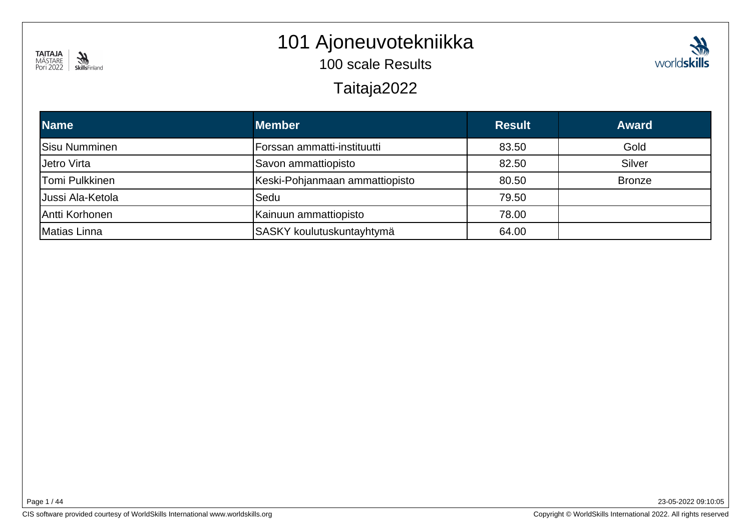# 101 Ajoneuvotekniikka

## 100 scale Results

## Taitaja2022

| Name | Member | Result | Award |
|---|---|---|---|
| Sisu Numminen | Forssan ammatti-instituutti | 83.50 | Gold |
| Jetro Virta | Savon ammattiopisto | 82.50 | Silver |
| Tomi Pulkkinen | Keski-Pohjanmaan ammattiopisto | 80.50 | Bronze |
| Jussi Ala-Ketola | Sedu | 79.50 | |
| Antti Korhonen | Kainuun ammattiopisto | 78.00 | |
| Matias Linna | SASKY koulutuskuntayhtymä | 64.00 | |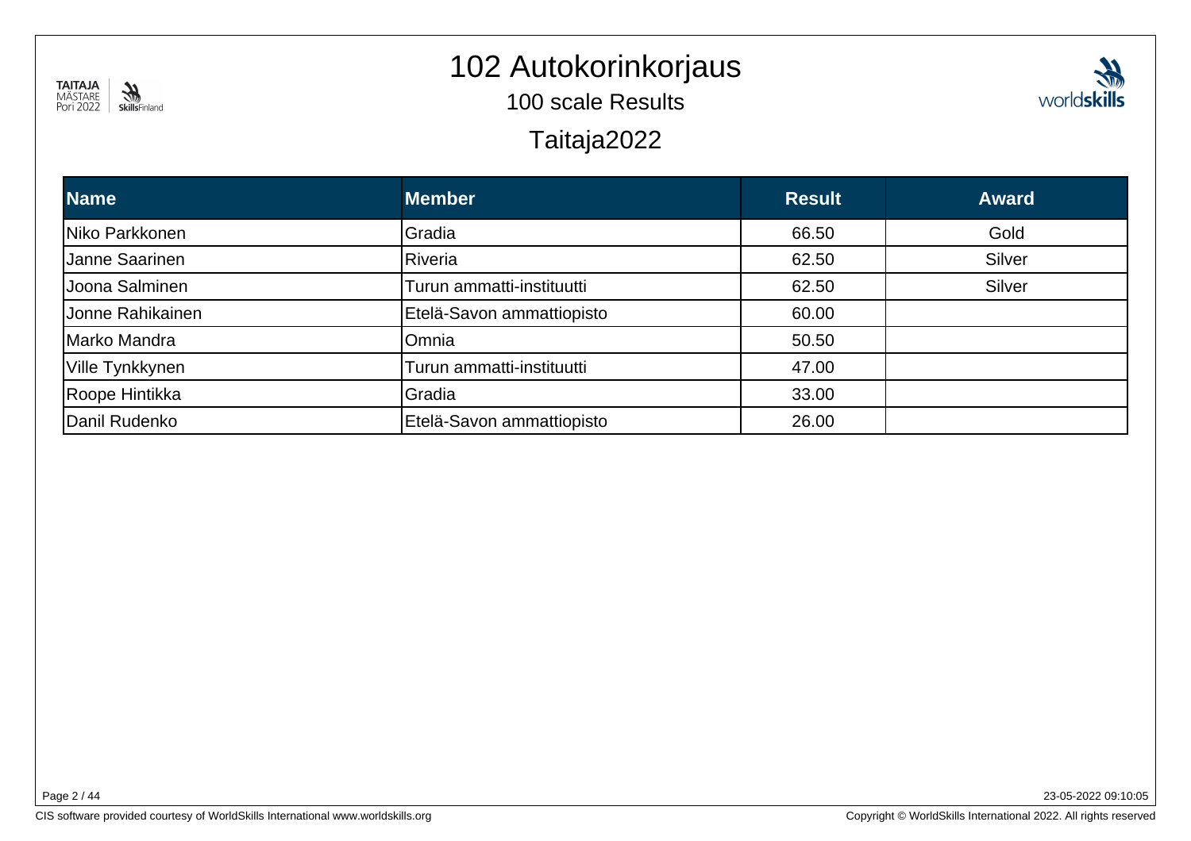# 102 Autokorinkorjaus

## 100 scale Results

## Taitaja2022

| Name | Member | Result | Award |
|---|---|---|---|
| Niko Parkkonen | Gradia | 66.50 | Gold |
| Janne Saarinen | Riveria | 62.50 | Silver |
| Joona Salminen | Turun ammatti-instituutti | 62.50 | Silver |
| Jonne Rahikainen | Etelä-Savon ammattiopisto | 60.00 | |
| Marko Mandra | Omnia | 50.50 | |
| Ville Tynkkynen | Turun ammatti-instituutti | 47.00 | |
| Roope Hintikka | Gradia | 33.00 | |
| Danil Rudenko | Etelä-Savon ammattiopisto | 26.00 | |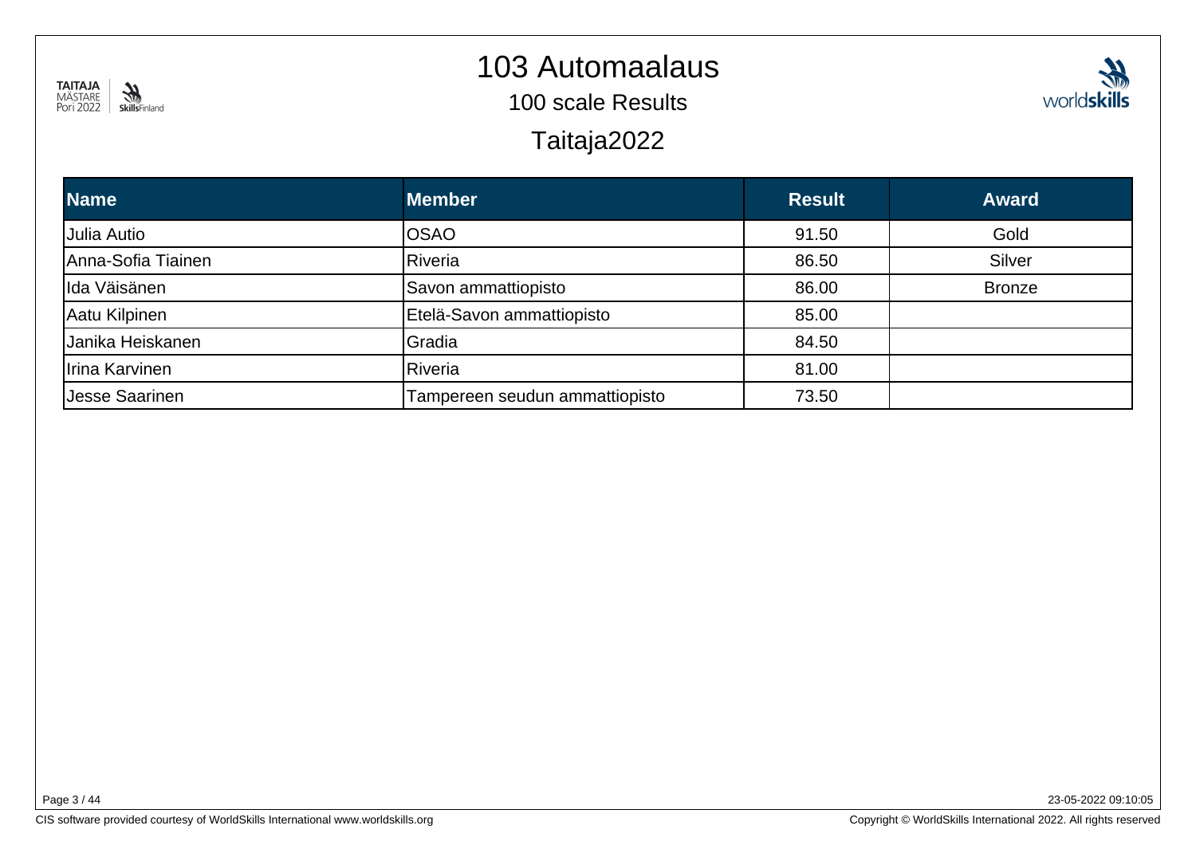# 103 Automaalaus

## 100 scale Results

## Taitaja2022

| Name | Member | Result | Award |
| --- | --- | --- | --- |
| Julia Autio | OSAO | 91.50 | Gold |
| Anna-Sofia Tiainen | Riveria | 86.50 | Silver |
| Ida Väisänen | Savon ammattiopisto | 86.00 | Bronze |
| Aatu Kilpinen | Etelä-Savon ammattiopisto | 85.00 | |
| Janika Heiskanen | Gradia | 84.50 | |
| Irina Karvinen | Riveria | 81.00 | |
| Jesse Saarinen | Tampereen seudun ammattiopisto | 73.50 | |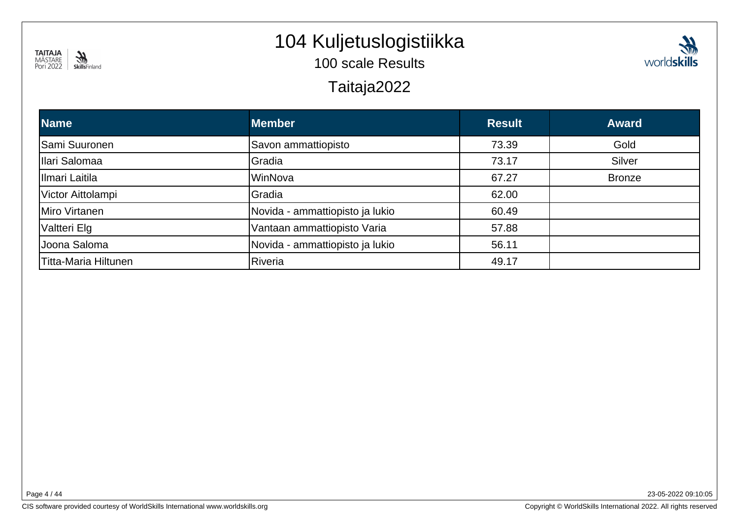# 104 Kuljetuslogistiikka

## 100 scale Results

## Taitaja2022

| Name | Member | Result | Award |
|---|---|---|---|
| Sami Suuronen | Savon ammattiopisto | 73.39 | Gold |
| Ilari Salomaa | Gradia | 73.17 | Silver |
| Ilmari Laitila | WinNova | 67.27 | Bronze |
| Victor Aittolampi | Gradia | 62.00 | |
| Miro Virtanen | Novida - ammattiopisto ja lukio | 60.49 | |
| Valtteri Elg | Vantaan ammattiopisto Varia | 57.88 | |
| Joona Saloma | Novida - ammattiopisto ja lukio | 56.11 | |
| Titta-Maria Hiltunen | Riveria | 49.17 | |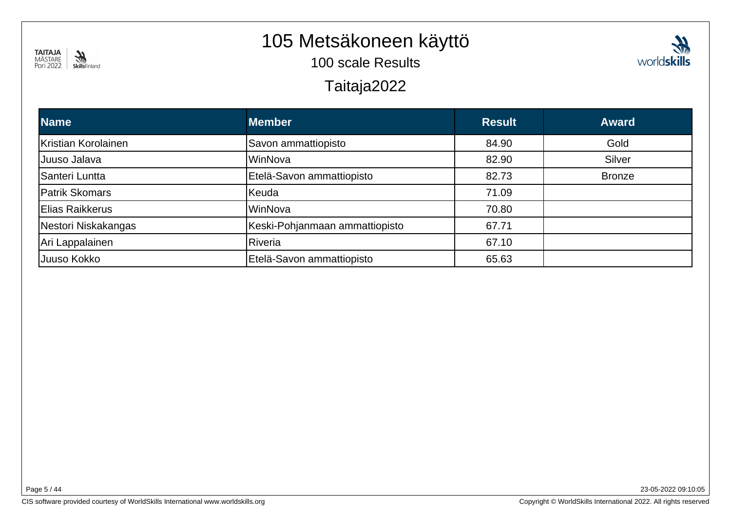# 105 Metsäkoneen käyttö

## 100 scale Results

## Taitaja2022

| Name | Member | Result | Award |
|---|---|---|---|
| Kristian Korolainen | Savon ammattiopisto | 84.90 | Gold |
| Juuso Jalava | WinNova | 82.90 | Silver |
| Santeri Luntta | Etelä-Savon ammattiopisto | 82.73 | Bronze |
| Patrik Skomars | Keuda | 71.09 | |
| Elias Raikkerus | WinNova | 70.80 | |
| Nestori Niskakangas | Keski-Pohjanmaan ammattiopisto | 67.71 | |
| Ari Lappalainen | Riveria | 67.10 | |
| Juuso Kokko | Etelä-Savon ammattiopisto | 65.63 | |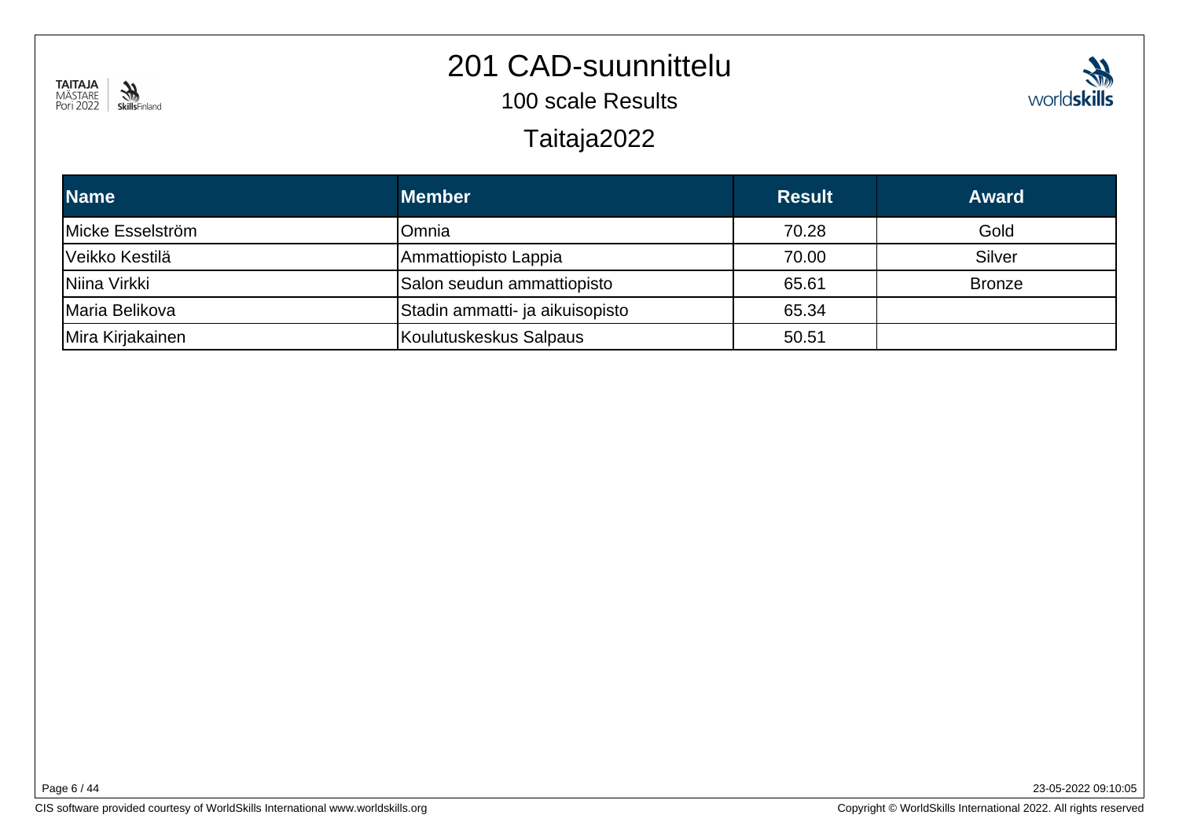# 201 CAD-suunnittelu

## 100 scale Results

## Taitaja2022

| Name | Member | Result | Award |
| --- | --- | --- | --- |
| Micke Esselström | Omnia | 70.28 | Gold |
| Veikko Kestilä | Ammattiopisto Lappia | 70.00 | Silver |
| Niina Virkki | Salon seudun ammattiopisto | 65.61 | Bronze |
| Maria Belikova | Stadin ammatti- ja aikuisopisto | 65.34 | |
| Mira Kirjakainen | Koulutuskeskus Salpaus | 50.51 | |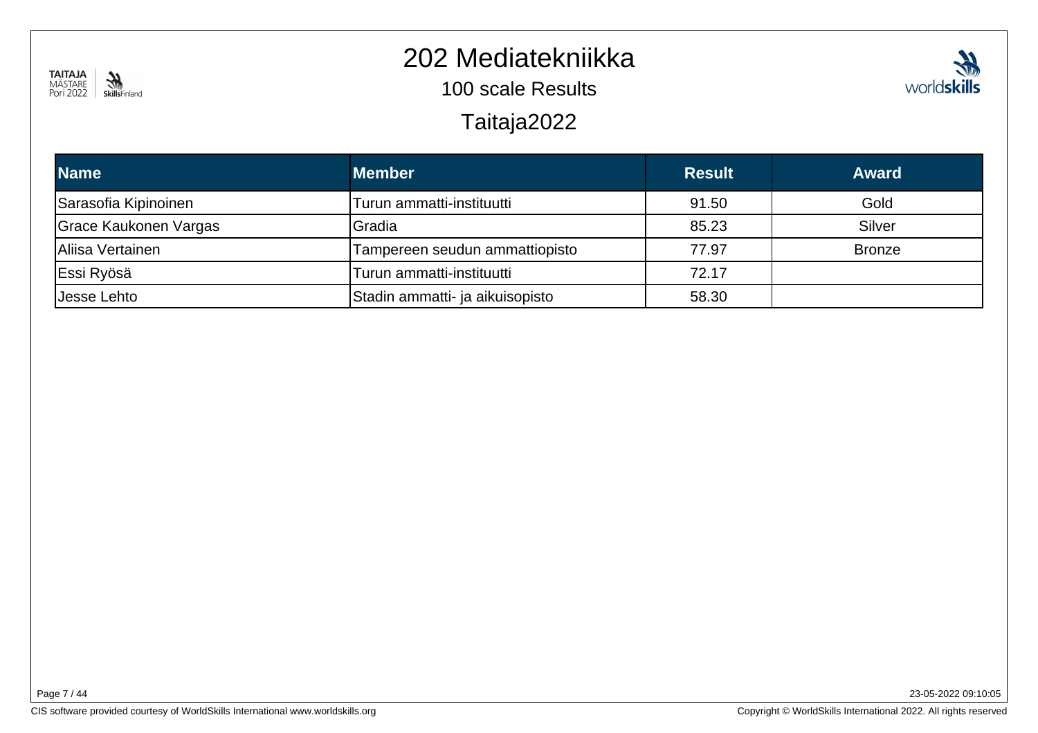# 202 Mediatekniikka

## 100 scale Results

## Taitaja2022

| Name | Member | Result | Award |
|---|---|---|---|
| Sarasofia Kipinoinen | Turun ammatti-instituutti | 91.50 | Gold |
| Grace Kaukonen Vargas | Gradia | 85.23 | Silver |
| Aliisa Vertainen | Tampereen seudun ammattiopisto | 77.97 | Bronze |
| Essi Ryösä | Turun ammatti-instituutti | 72.17 | |
| Jesse Lehto | Stadin ammatti- ja aikuisopisto | 58.30 | |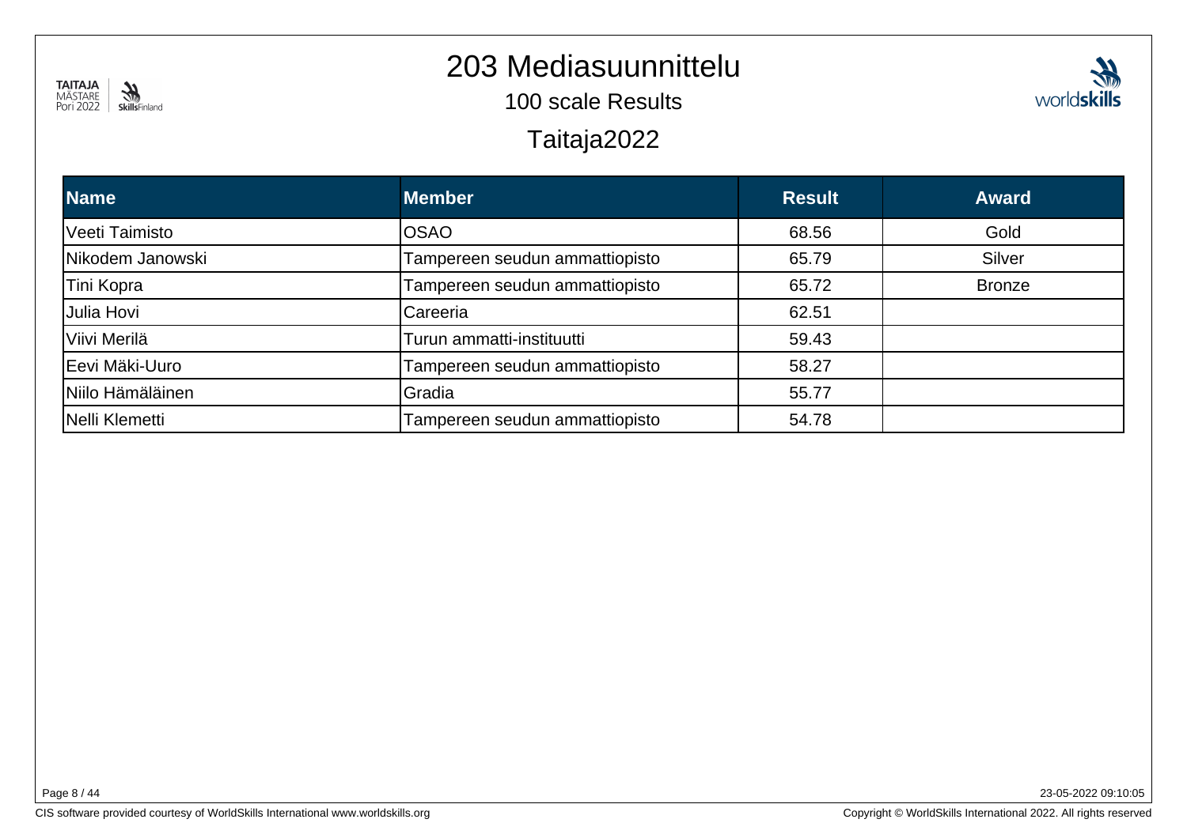# 203 Mediasuunnittelu

100 scale Results

Taitaja2022

| Name | Member | Result | Award |
| --- | --- | --- | --- |
| Veeti Taimisto | OSAO | 68.56 | Gold |
| Nikodem Janowski | Tampereen seudun ammattiopisto | 65.79 | Silver |
| Tini Kopra | Tampereen seudun ammattiopisto | 65.72 | Bronze |
| Julia Hovi | Careeria | 62.51 | |
| Viivi Merilä | Turun ammatti-instituutti | 59.43 | |
| Eevi Mäki-Uuro | Tampereen seudun ammattiopisto | 58.27 | |
| Niilo Hämäläinen | Gradia | 55.77 | |
| Nelli Klemetti | Tampereen seudun ammattiopisto | 54.78 | |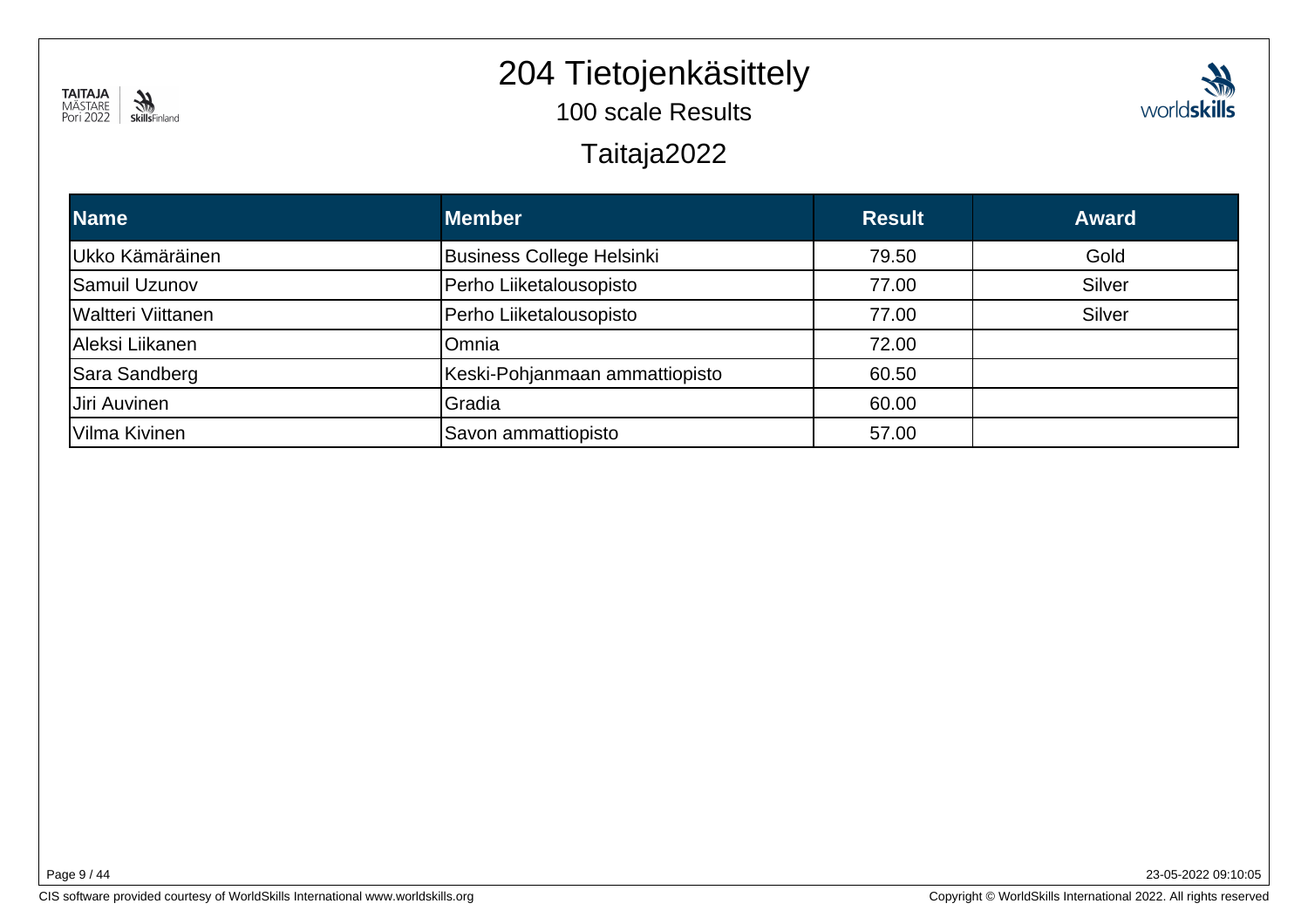# 204 Tietojenkäsittely

## 100 scale Results

## Taitaja2022

| Name | Member | Result | Award |
|---|---|---|---|
| Ukko Kämäräinen | Business College Helsinki | 79.50 | Gold |
| Samuil Uzunov | Perho Liiketalousopisto | 77.00 | Silver |
| Waltteri Viittanen | Perho Liiketalousopisto | 77.00 | Silver |
| Aleksi Liikanen | Omnia | 72.00 | |
| Sara Sandberg | Keski-Pohjanmaan ammattiopisto | 60.50 | |
| Jiri Auvinen | Gradia | 60.00 | |
| Vilma Kivinen | Savon ammattiopisto | 57.00 | |

23-05-2022 09:10:05

CIS software provided courtesy of WorldSkills International www.worldskills.org

Copyright © WorldSkills International 2022. All rights reserved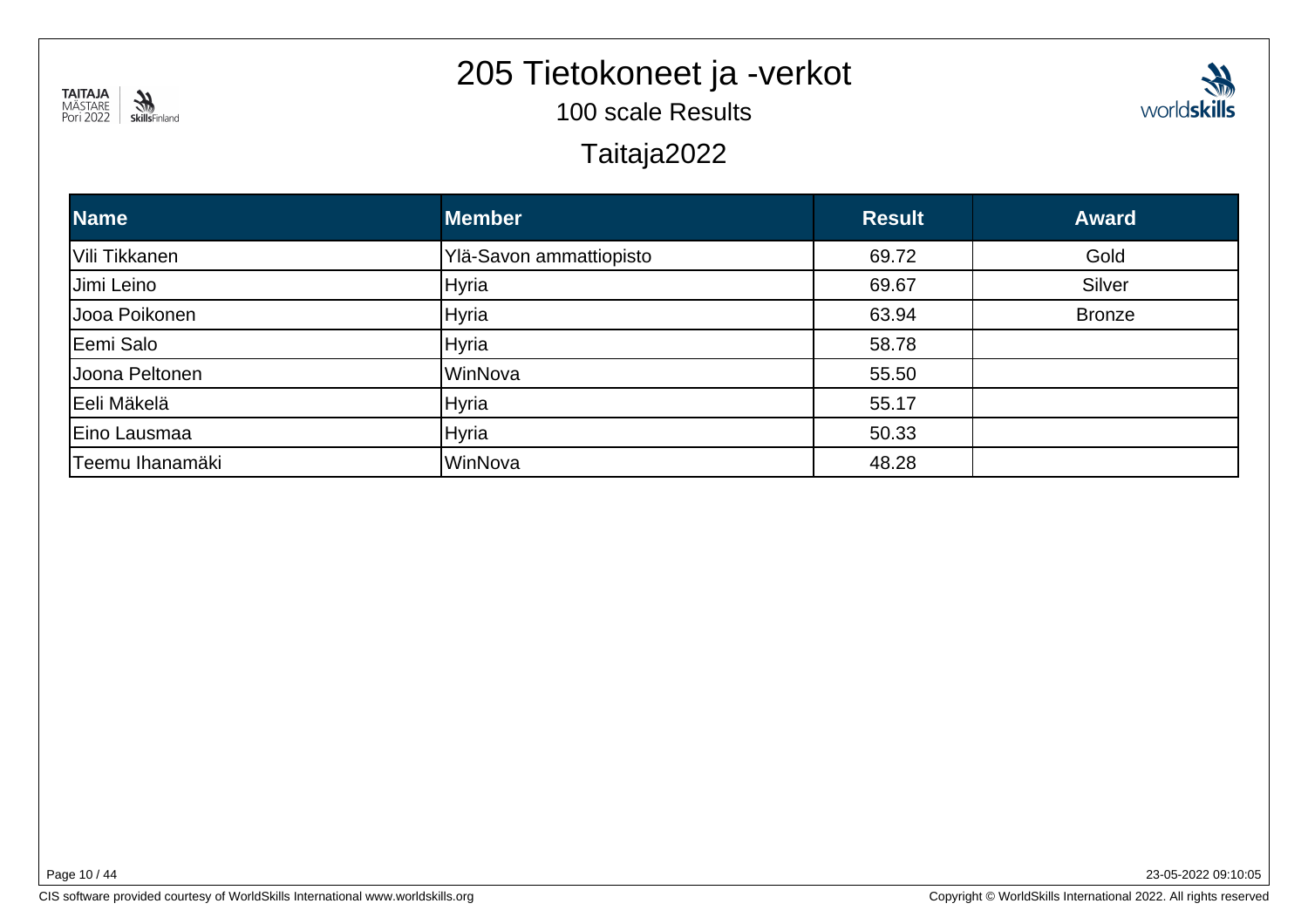# 205 Tietokoneet ja -verkot

## 100 scale Results

## Taitaja2022

| Name | Member | Result | Award |
|---|---|---|---|
| Vili Tikkanen | Ylä-Savon ammattiopisto | 69.72 | Gold |
| Jimi Leino | Hyria | 69.67 | Silver |
| Jooa Poikonen | Hyria | 63.94 | Bronze |
| Eemi Salo | Hyria | 58.78 | |
| Joona Peltonen | WinNova | 55.50 | |
| Eeli Mäkelä | Hyria | 55.17 | |
| Eino Lausmaa | Hyria | 50.33 | |
| Teemu Ihanamäki | WinNova | 48.28 | |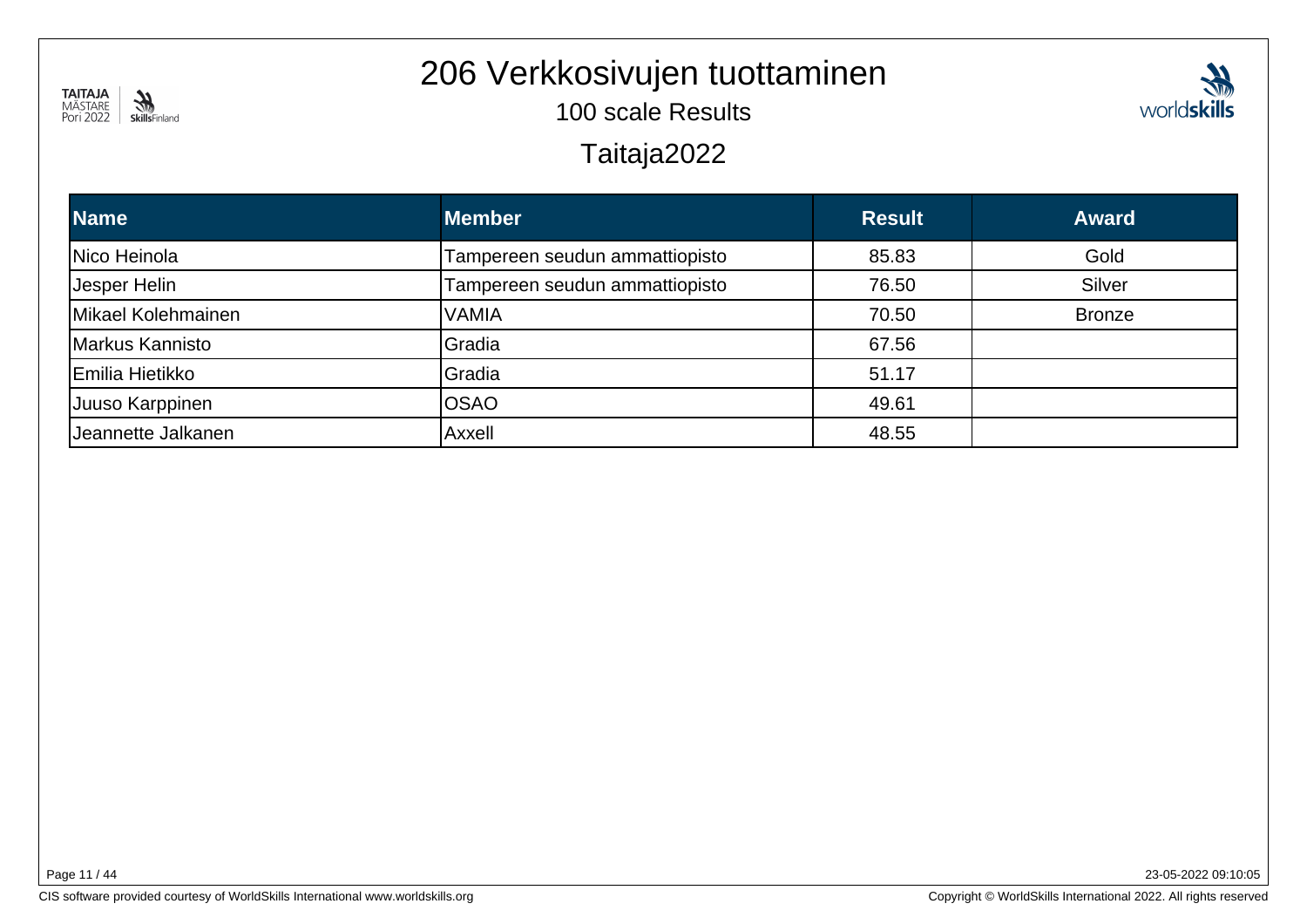# 206 Verkkosivujen tuottaminen

100 scale Results

Taitaja2022

| Name | Member | Result | Award |
| --- | --- | --- | --- |
| Nico Heinola | Tampereen seudun ammattiopisto | 85.83 | Gold |
| Jesper Helin | Tampereen seudun ammattiopisto | 76.50 | Silver |
| Mikael Kolehmainen | VAMIA | 70.50 | Bronze |
| Markus Kannisto | Gradia | 67.56 | |
| Emilia Hietikko | Gradia | 51.17 | |
| Juuso Karppinen | OSAO | 49.61 | |
| Jeannette Jalkanen | Axxell | 48.55 | |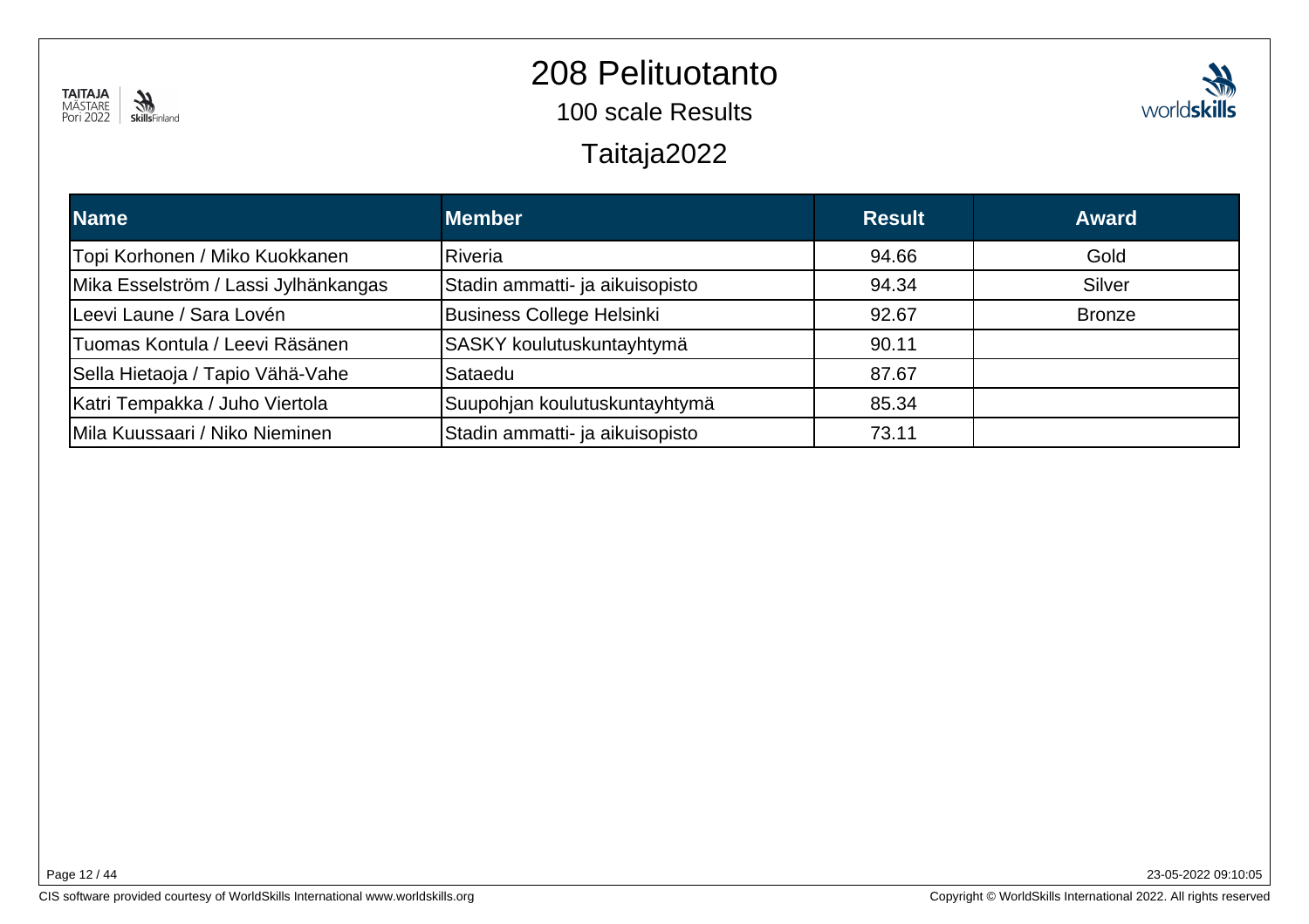# 208 Pelituotanto

## 100 scale Results

## Taitaja2022

| Name | Member | Result | Award |
|---|---|---|---|
| Topi Korhonen / Miko Kuokkanen | Riveria | 94.66 | Gold |
| Mika Esselström / Lassi Jylhänkangas | Stadin ammatti- ja aikuisopisto | 94.34 | Silver |
| Leevi Laune / Sara Lovén | Business College Helsinki | 92.67 | Bronze |
| Tuomas Kontula / Leevi Räsänen | SASKY koulutuskuntayhtymä | 90.11 | |
| Sella Hietaoja / Tapio Vähä-Vahe | Sataedu | 87.67 | |
| Katri Tempakka / Juho Viertola | Suupohjan koulutuskuntayhtymä | 85.34 | |
| Mila Kuussaari / Niko Nieminen | Stadin ammatti- ja aikuisopisto | 73.11 | |

23-05-2022 09:10:05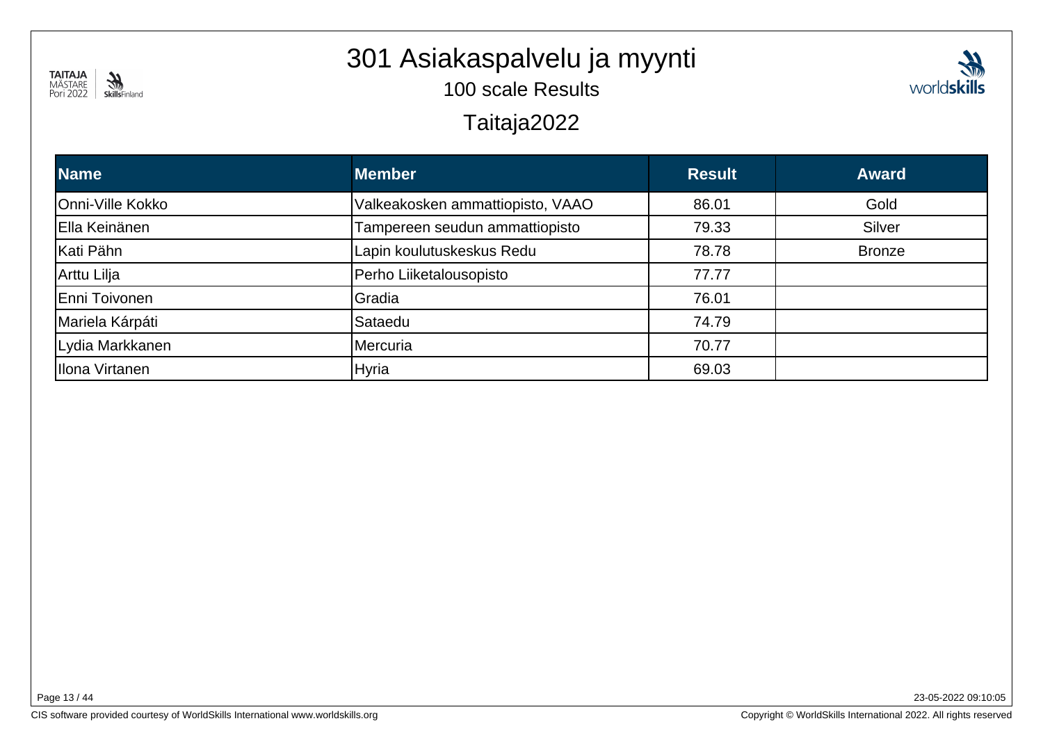# 301 Asiakaspalvelu ja myynti

## 100 scale Results

## Taitaja2022

| Name | Member | Result | Award |
|---|---|---|---|
| Onni-Ville Kokko | Valkeakosken ammattiopisto, VAAO | 86.01 | Gold |
| Ella Keinänen | Tampereen seudun ammattiopisto | 79.33 | Silver |
| Kati Pähn | Lapin koulutuskeskus Redu | 78.78 | Bronze |
| Arttu Lilja | Perho Liiketalousopisto | 77.77 | |
| Enni Toivonen | Gradia | 76.01 | |
| Mariela Kárpáti | Sataedu | 74.79 | |
| Lydia Markkanen | Mercuria | 70.77 | |
| Ilona Virtanen | Hyria | 69.03 | |

23-05-2022 09:10:05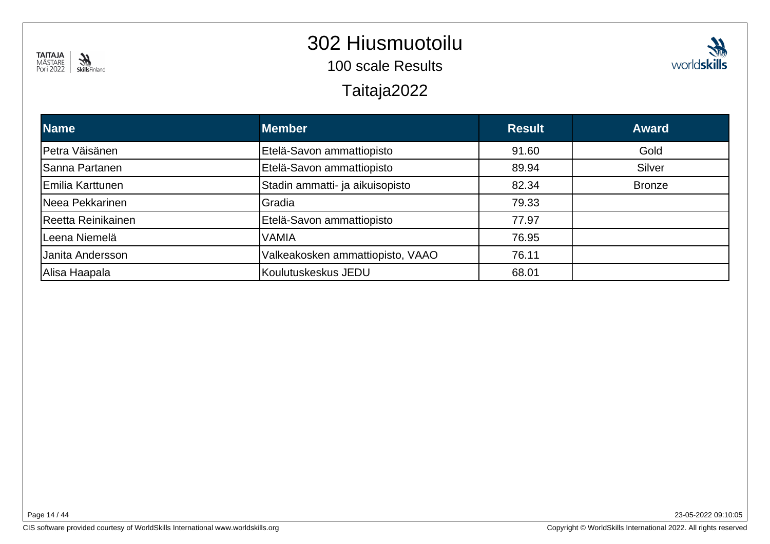# 302 Hiusmuotoilu

100 scale Results

Taitaja2022

| Name | Member | Result | Award |
|---|---|---|---|
| Petra Väisänen | Etelä-Savon ammattiopisto | 91.60 | Gold |
| Sanna Partanen | Etelä-Savon ammattiopisto | 89.94 | Silver |
| Emilia Karttunen | Stadin ammatti- ja aikuisopisto | 82.34 | Bronze |
| Neea Pekkarinen | Gradia | 79.33 | |
| Reetta Reinikainen | Etelä-Savon ammattiopisto | 77.97 | |
| Leena Niemelä | VAMIA | 76.95 | |
| Janita Andersson | Valkeakosken ammattiopisto, VAAO | 76.11 | |
| Alisa Haapala | Koulutuskeskus JEDU | 68.01 | |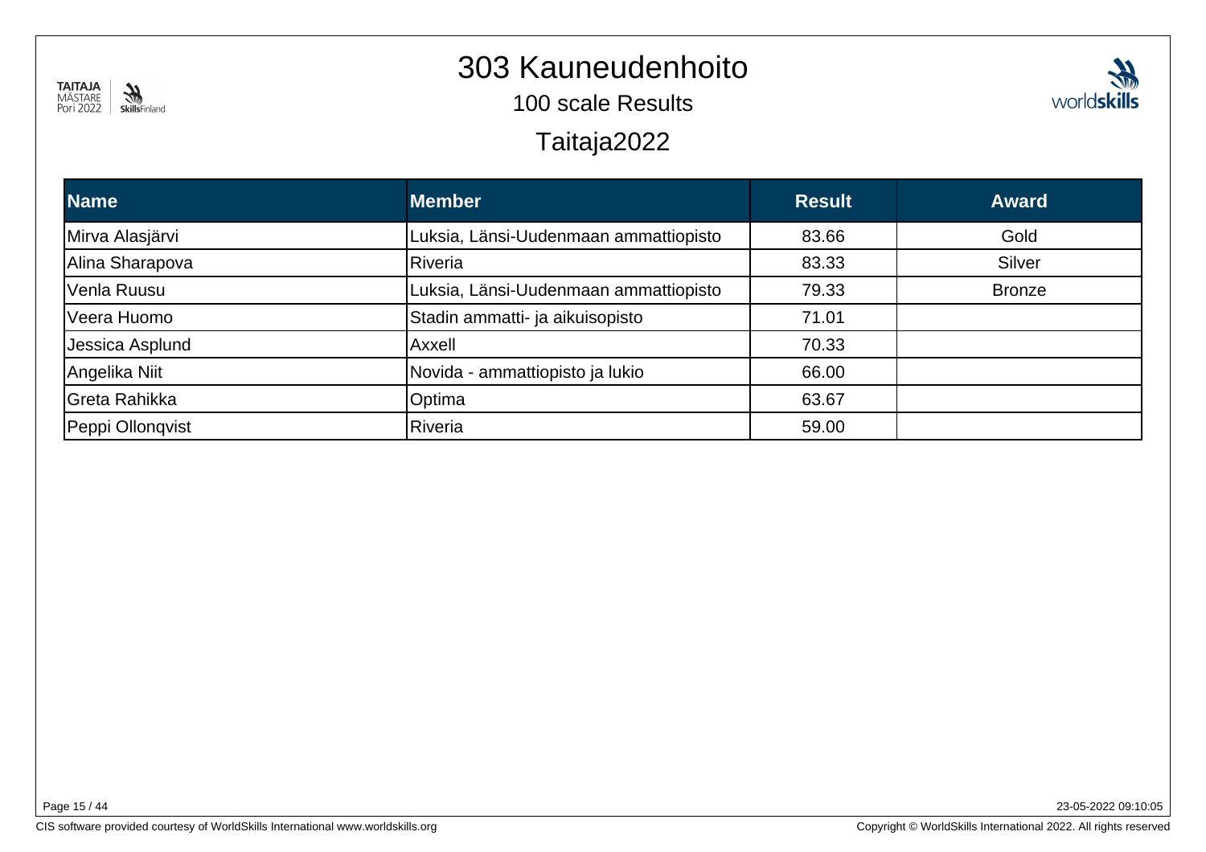# 303 Kauneudenhoito

## 100 scale Results

## Taitaja2022

| Name | Member | Result | Award |
| --- | --- | --- | --- |
| Mirva Alasjärvi | Luksia, Länsi-Uudenmaan ammattiopisto | 83.66 | Gold |
| Alina Sharapova | Riveria | 83.33 | Silver |
| Venla Ruusu | Luksia, Länsi-Uudenmaan ammattiopisto | 79.33 | Bronze |
| Veera Huomo | Stadin ammatti- ja aikuisopisto | 71.01 | |
| Jessica Asplund | Axxell | 70.33 | |
| Angelika Niit | Novida - ammattiopisto ja lukio | 66.00 | |
| Greta Rahikka | Optima | 63.67 | |
| Peppi Ollonqvist | Riveria | 59.00 | |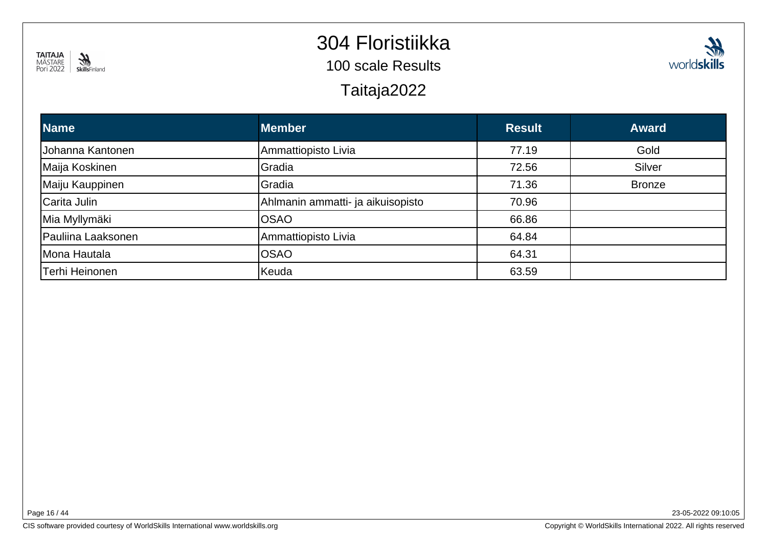# 304 Floristiikka

## 100 scale Results

## Taitaja2022

| Name | Member | Result | Award |
|---|---|---|---|
| Johanna Kantonen | Ammattiopisto Livia | 77.19 | Gold |
| Maija Koskinen | Gradia | 72.56 | Silver |
| Maiju Kauppinen | Gradia | 71.36 | Bronze |
| Carita Julin | Ahlmanin ammatti- ja aikuisopisto | 70.96 | |
| Mia Myllymäki | OSAO | 66.86 | |
| Pauliina Laaksonen | Ammattiopisto Livia | 64.84 | |
| Mona Hautala | OSAO | 64.31 | |
| Terhi Heinonen | Keuda | 63.59 | |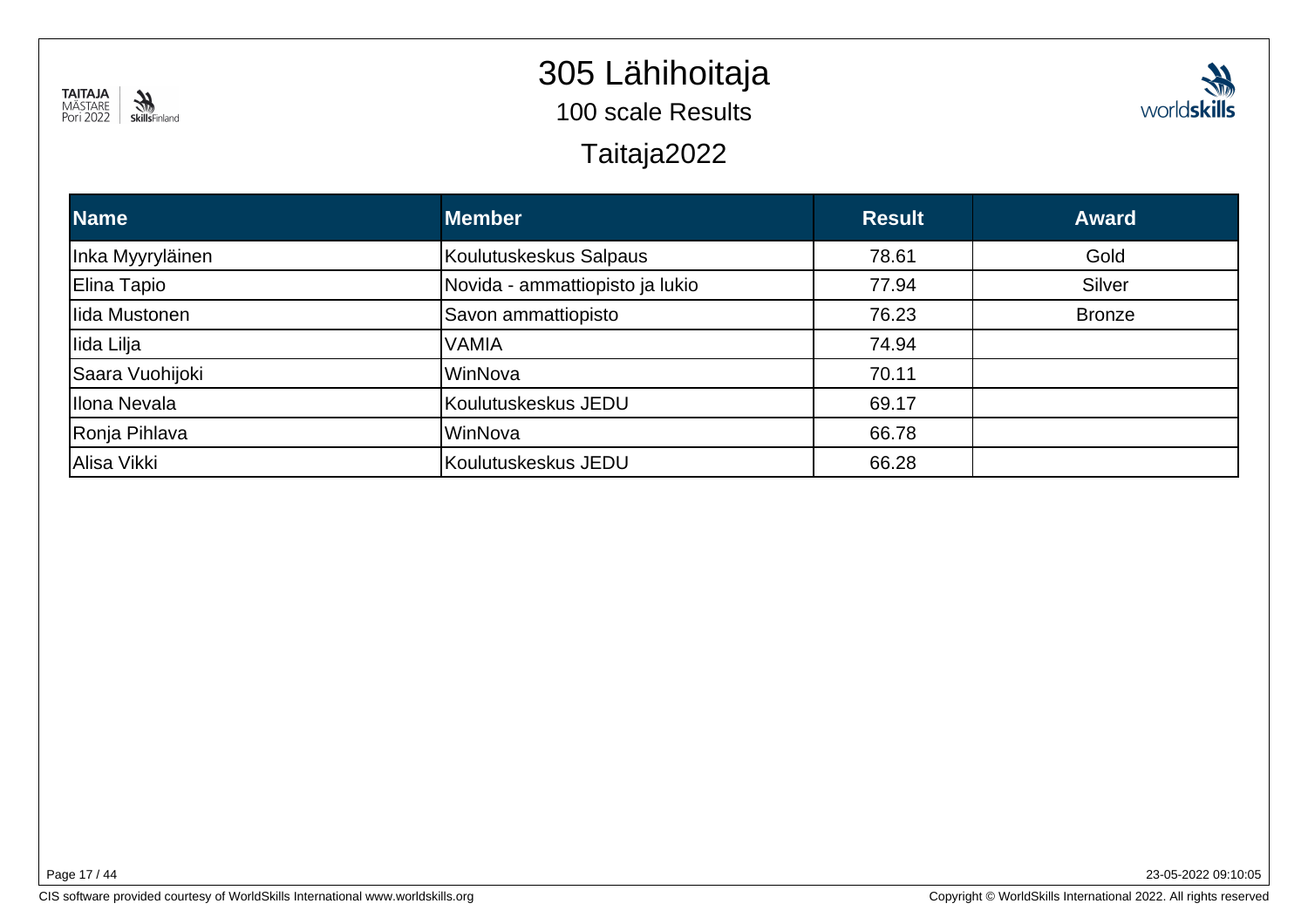# 305 Lähihoitaja

## 100 scale Results

## Taitaja2022

| Name | Member | Result | Award |
|---|---|---|---|
| Inka Myyryläinen | Koulutuskeskus Salpaus | 78.61 | Gold |
| Elina Tapio | Novida - ammattiopisto ja lukio | 77.94 | Silver |
| Iida Mustonen | Savon ammattiopisto | 76.23 | Bronze |
| Iida Lilja | VAMIA | 74.94 | |
| Saara Vuohijoki | WinNova | 70.11 | |
| Ilona Nevala | Koulutuskeskus JEDU | 69.17 | |
| Ronja Pihlava | WinNova | 66.78 | |
| Alisa Vikki | Koulutuskeskus JEDU | 66.28 | |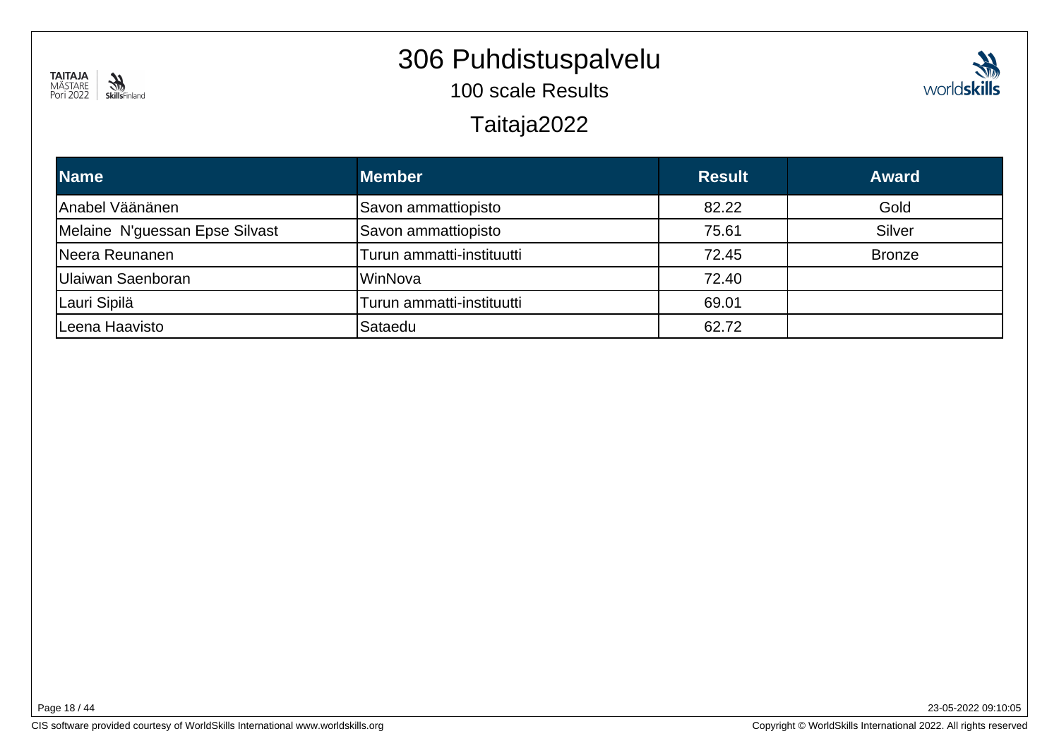# 306 Puhdistuspalvelu

100 scale Results

Taitaja2022

| Name | Member | Result | Award |
|---|---|---|---|
| Anabel Väänänen | Savon ammattiopisto | 82.22 | Gold |
| Melaine  N'guessan Epse Silvast | Savon ammattiopisto | 75.61 | Silver |
| Neera Reunanen | Turun ammatti-instituutti | 72.45 | Bronze |
| Ulaiwan Saenboran | WinNova | 72.40 | |
| Lauri Sipilä | Turun ammatti-instituutti | 69.01 | |
| Leena Haavisto | Sataedu | 62.72 | |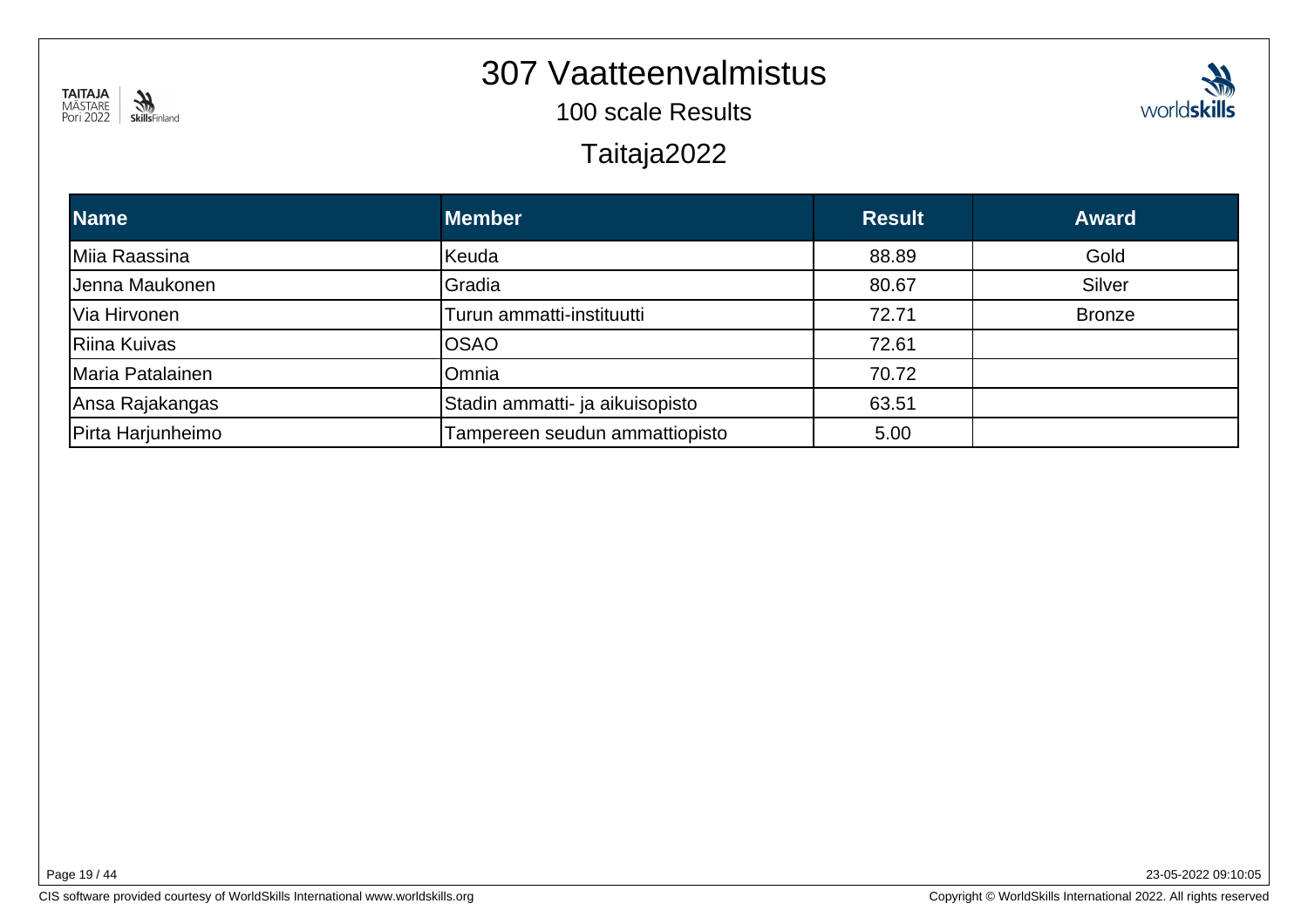# 307 Vaatteenvalmistus

## 100 scale Results

## Taitaja2022

| Name | Member | Result | Award |
|---|---|---|---|
| Miia Raassina | Keuda | 88.89 | Gold |
| Jenna Maukonen | Gradia | 80.67 | Silver |
| Via Hirvonen | Turun ammatti-instituutti | 72.71 | Bronze |
| Riina Kuivas | OSAO | 72.61 | |
| Maria Patalainen | Omnia | 70.72 | |
| Ansa Rajakangas | Stadin ammatti- ja aikuisopisto | 63.51 | |
| Pirta Harjunheimo | Tampereen seudun ammattiopisto | 5.00 | |

23-05-2022 09:10:05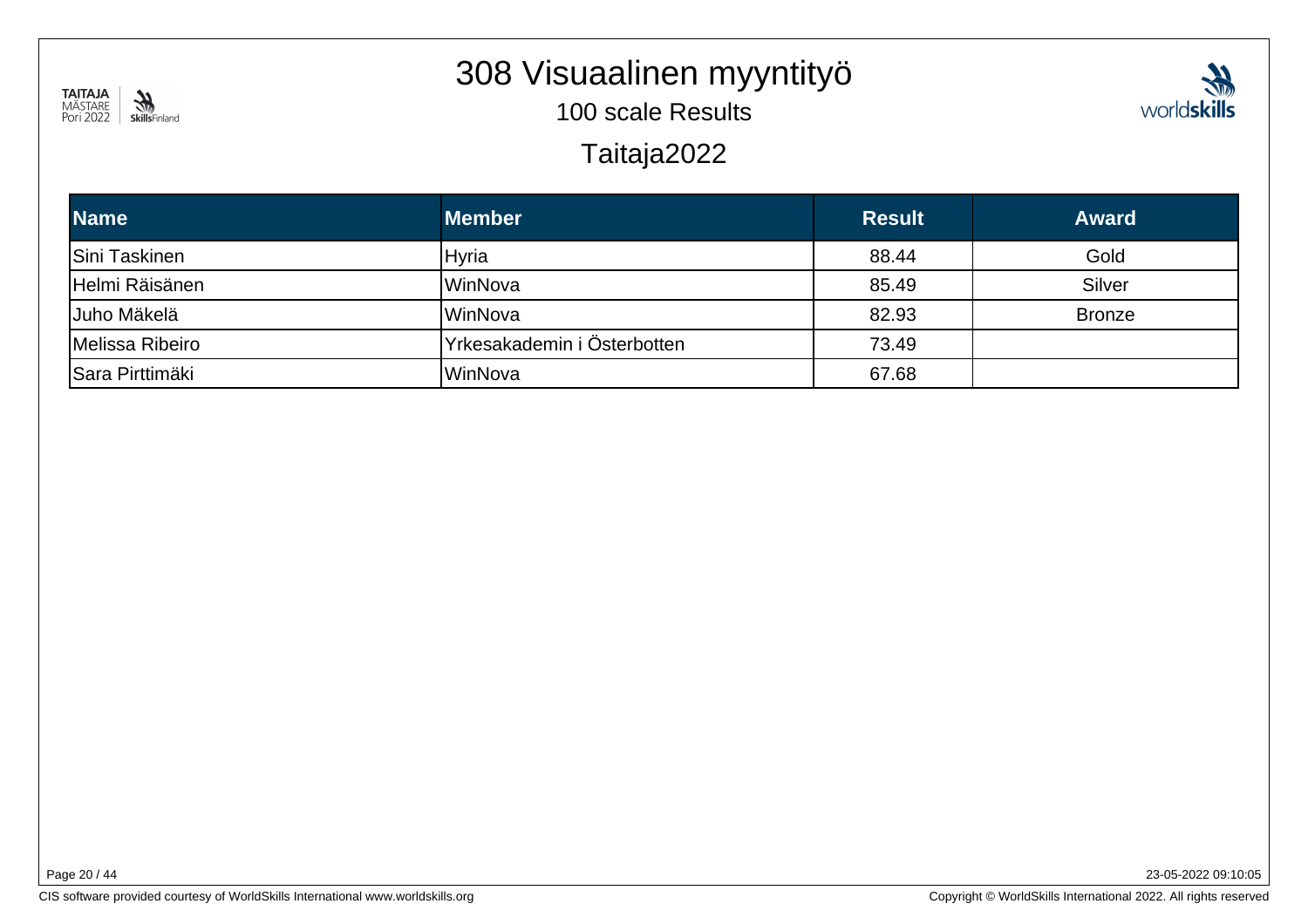# 308 Visuaalinen myyntityö

## 100 scale Results

## Taitaja2022

| Name | Member | Result | Award |
|---|---|---|---|
| Sini Taskinen | Hyria | 88.44 | Gold |
| Helmi Räisänen | WinNova | 85.49 | Silver |
| Juho Mäkelä | WinNova | 82.93 | Bronze |
| Melissa Ribeiro | Yrkesakademin i Österbotten | 73.49 | |
| Sara Pirttimäki | WinNova | 67.68 | |

23-05-2022 09:10:05

CIS software provided courtesy of WorldSkills International www.worldskills.org

Copyright © WorldSkills International 2022. All rights reserved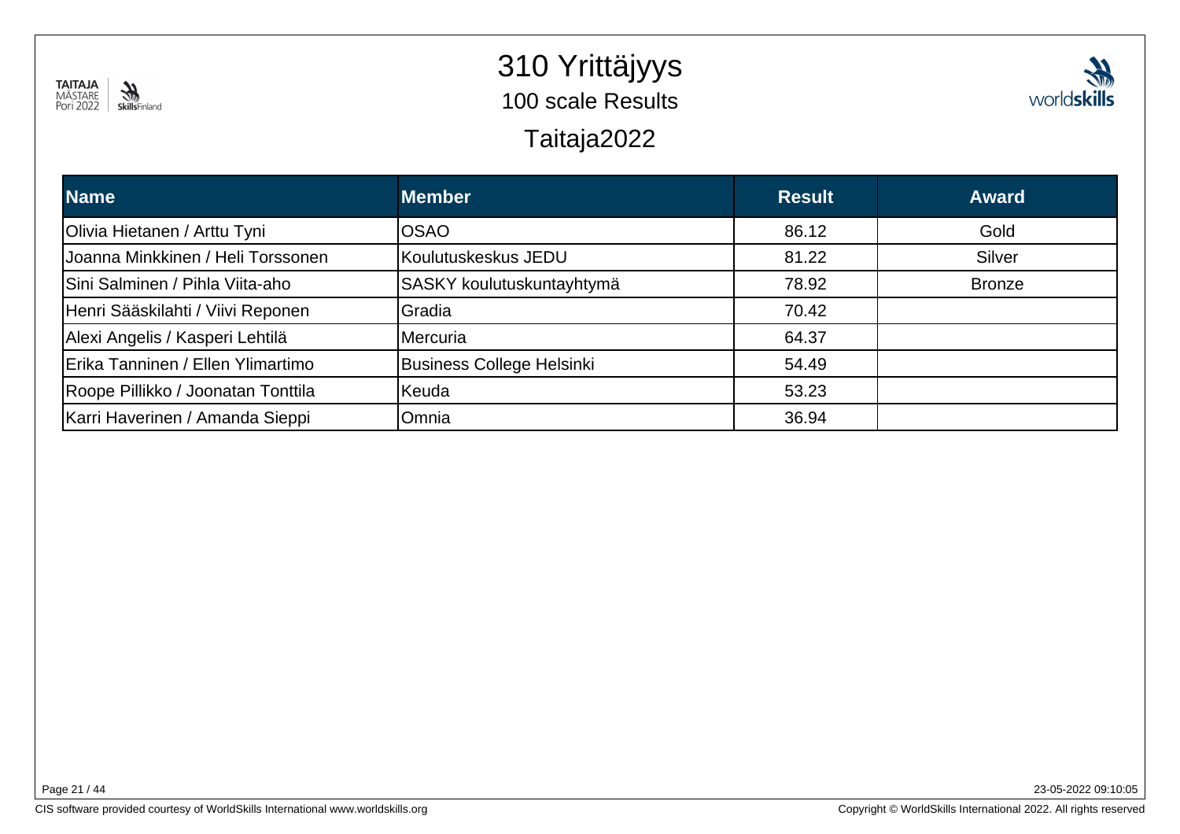# 310 Yrittäjyys

## 100 scale Results

## Taitaja2022

| Name | Member | Result | Award |
|---|---|---|---|
| Olivia Hietanen / Arttu Tyni | OSAO | 86.12 | Gold |
| Joanna Minkkinen / Heli Torssonen | Koulutuskeskus JEDU | 81.22 | Silver |
| Sini Salminen / Pihla Viita-aho | SASKY koulutuskuntayhtymä | 78.92 | Bronze |
| Henri Sääskilahti / Viivi Reponen | Gradia | 70.42 | |
| Alexi Angelis / Kasperi Lehtilä | Mercuria | 64.37 | |
| Erika Tanninen / Ellen Ylimartimo | Business College Helsinki | 54.49 | |
| Roope Pillikko / Joonatan Tonttila | Keuda | 53.23 | |
| Karri Haverinen / Amanda Sieppi | Omnia | 36.94 | |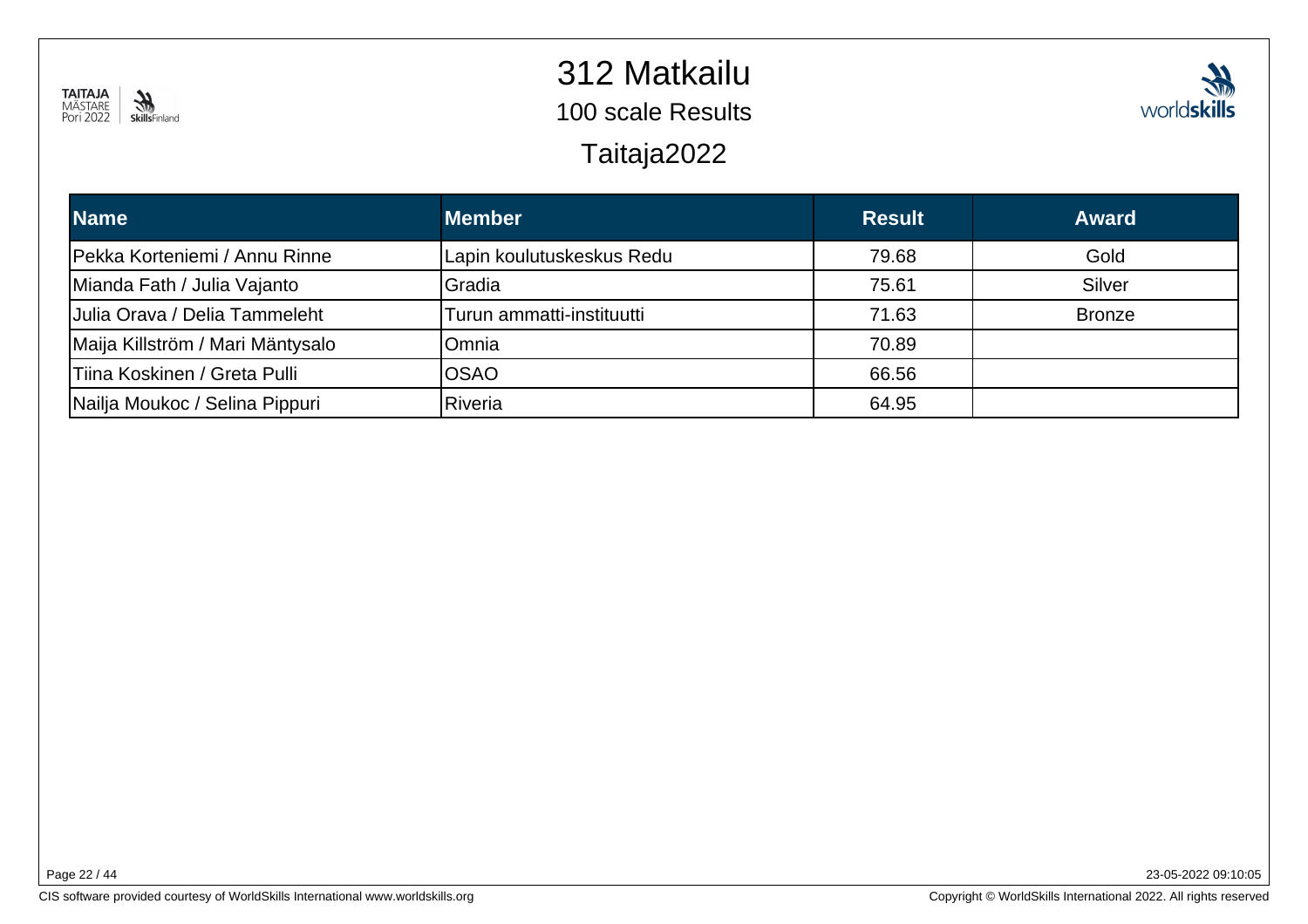# 312 Matkailu

## 100 scale Results

## Taitaja2022

| Name | Member | Result | Award |
|---|---|---|---|
| Pekka Korteniemi / Annu Rinne | Lapin koulutuskeskus Redu | 79.68 | Gold |
| Mianda Fath / Julia Vajanto | Gradia | 75.61 | Silver |
| Julia Orava / Delia Tammeleht | Turun ammatti-instituutti | 71.63 | Bronze |
| Maija Killström / Mari Mäntysalo | Omnia | 70.89 | |
| Tiina Koskinen / Greta Pulli | OSAO | 66.56 | |
| Nailja Moukoc / Selina Pippuri | Riveria | 64.95 | |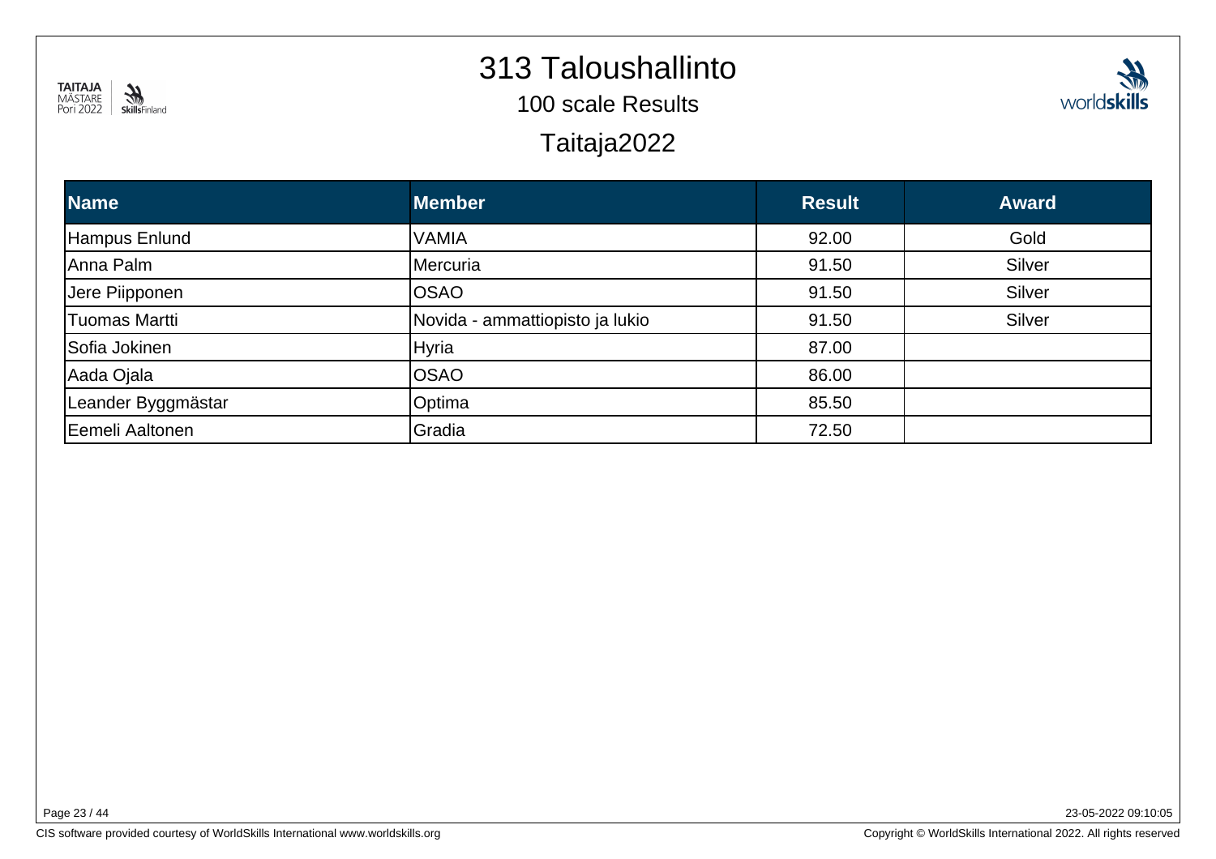# 313 Taloushallinto

## 100 scale Results

## Taitaja2022

| Name | Member | Result | Award |
|---|---|---|---|
| Hampus Enlund | VAMIA | 92.00 | Gold |
| Anna Palm | Mercuria | 91.50 | Silver |
| Jere Piipponen | OSAO | 91.50 | Silver |
| Tuomas Martti | Novida - ammattiopisto ja lukio | 91.50 | Silver |
| Sofia Jokinen | Hyria | 87.00 | |
| Aada Ojala | OSAO | 86.00 | |
| Leander Byggmästar | Optima | 85.50 | |
| Eemeli Aaltonen | Gradia | 72.50 | |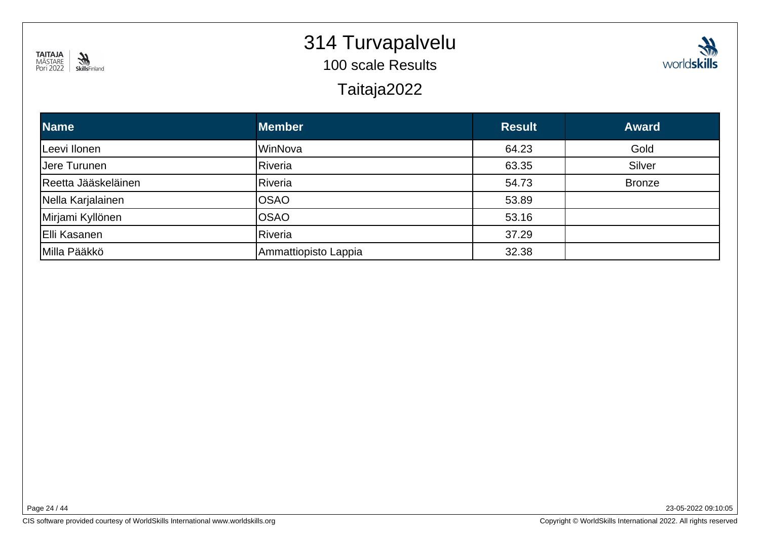# 314 Turvapalvelu

## 100 scale Results

## Taitaja2022

| Name | Member | Result | Award |
|---|---|---|---|
| Leevi Ilonen | WinNova | 64.23 | Gold |
| Jere Turunen | Riveria | 63.35 | Silver |
| Reetta Jääskeläinen | Riveria | 54.73 | Bronze |
| Nella Karjalainen | OSAO | 53.89 | |
| Mirjami Kyllönen | OSAO | 53.16 | |
| Elli Kasanen | Riveria | 37.29 | |
| Milla Pääkkö | Ammattiopisto Lappia | 32.38 | |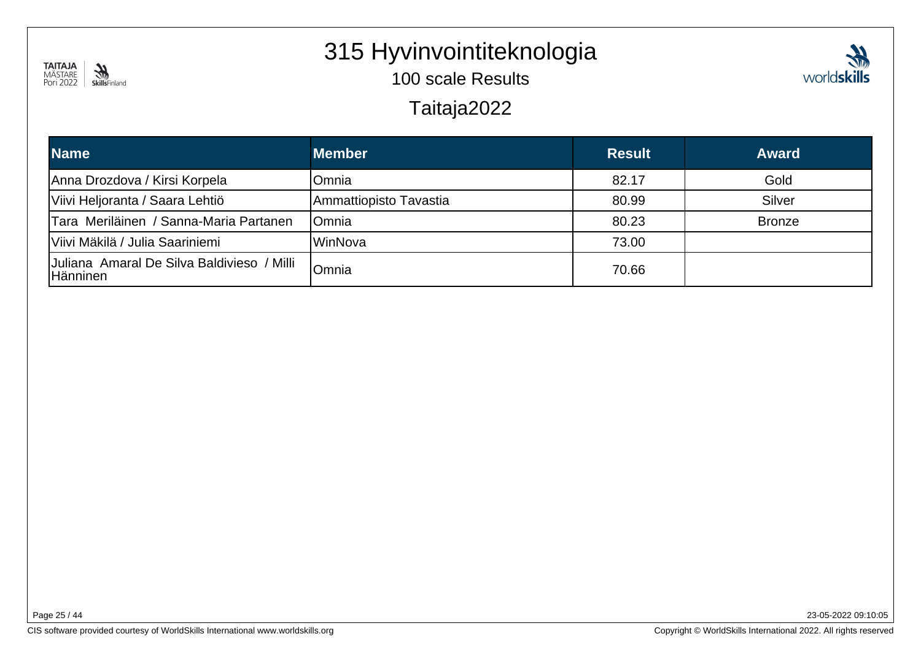# 315 Hyvinvointiteknologia

## 100 scale Results

## Taitaja2022

| Name | Member | Result | Award |
|---|---|---|---|
| Anna Drozdova / Kirsi Korpela | Omnia | 82.17 | Gold |
| Viivi Heljoranta / Saara Lehtiö | Ammattiopisto Tavastia | 80.99 | Silver |
| Tara Meriläinen / Sanna-Maria Partanen | Omnia | 80.23 | Bronze |
| Viivi Mäkilä / Julia Saariniemi | WinNova | 73.00 | |
| Juliana Amaral De Silva Baldivieso / Milli Hänninen | Omnia | 70.66 | |

23-05-2022 09:10:05

CIS software provided courtesy of WorldSkills International www.worldskills.org

Copyright © WorldSkills International 2022. All rights reserved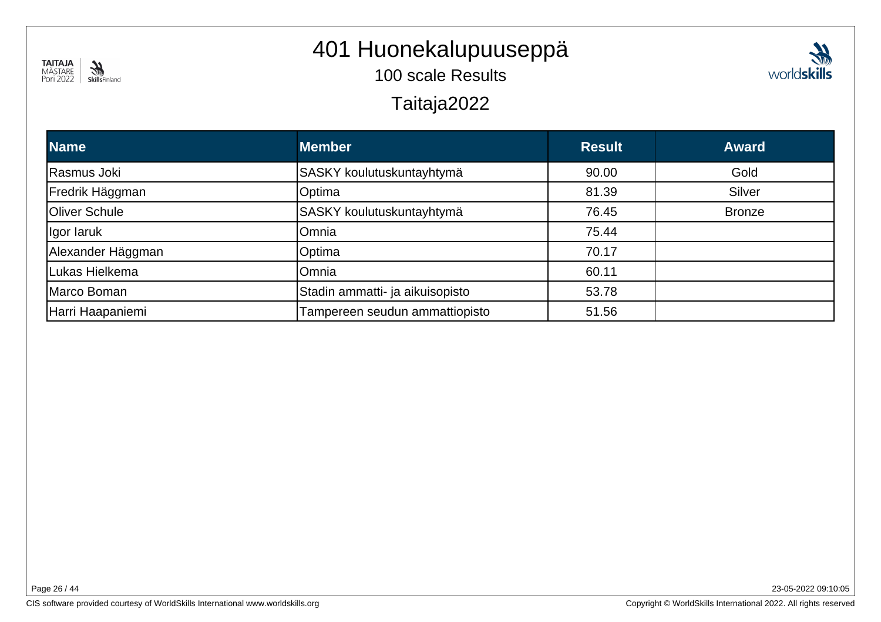# 401 Huonekalupuuseppä

100 scale Results

Taitaja2022

| Name | Member | Result | Award |
|---|---|---|---|
| Rasmus Joki | SASKY koulutuskuntayhtymä | 90.00 | Gold |
| Fredrik Häggman | Optima | 81.39 | Silver |
| Oliver Schule | SASKY koulutuskuntayhtymä | 76.45 | Bronze |
| Igor Iaruk | Omnia | 75.44 | |
| Alexander Häggman | Optima | 70.17 | |
| Lukas Hielkema | Omnia | 60.11 | |
| Marco Boman | Stadin ammatti- ja aikuisopisto | 53.78 | |
| Harri Haapaniemi | Tampereen seudun ammattiopisto | 51.56 | |

23-05-2022 09:10:05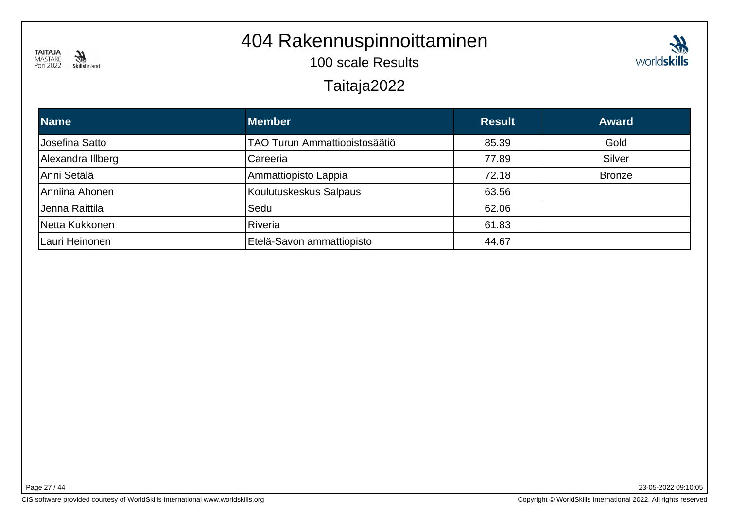# 404 Rakennuspinnoittaminen

100 scale Results

Taitaja2022

| Name | Member | Result | Award |
|---|---|---|---|
| Josefina Satto | TAO Turun Ammattiopistosäätiö | 85.39 | Gold |
| Alexandra Illberg | Careeria | 77.89 | Silver |
| Anni Setälä | Ammattiopisto Lappia | 72.18 | Bronze |
| Anniina Ahonen | Koulutuskeskus Salpaus | 63.56 | |
| Jenna Raittila | Sedu | 62.06 | |
| Netta Kukkonen | Riveria | 61.83 | |
| Lauri Heinonen | Etelä-Savon ammattiopisto | 44.67 | |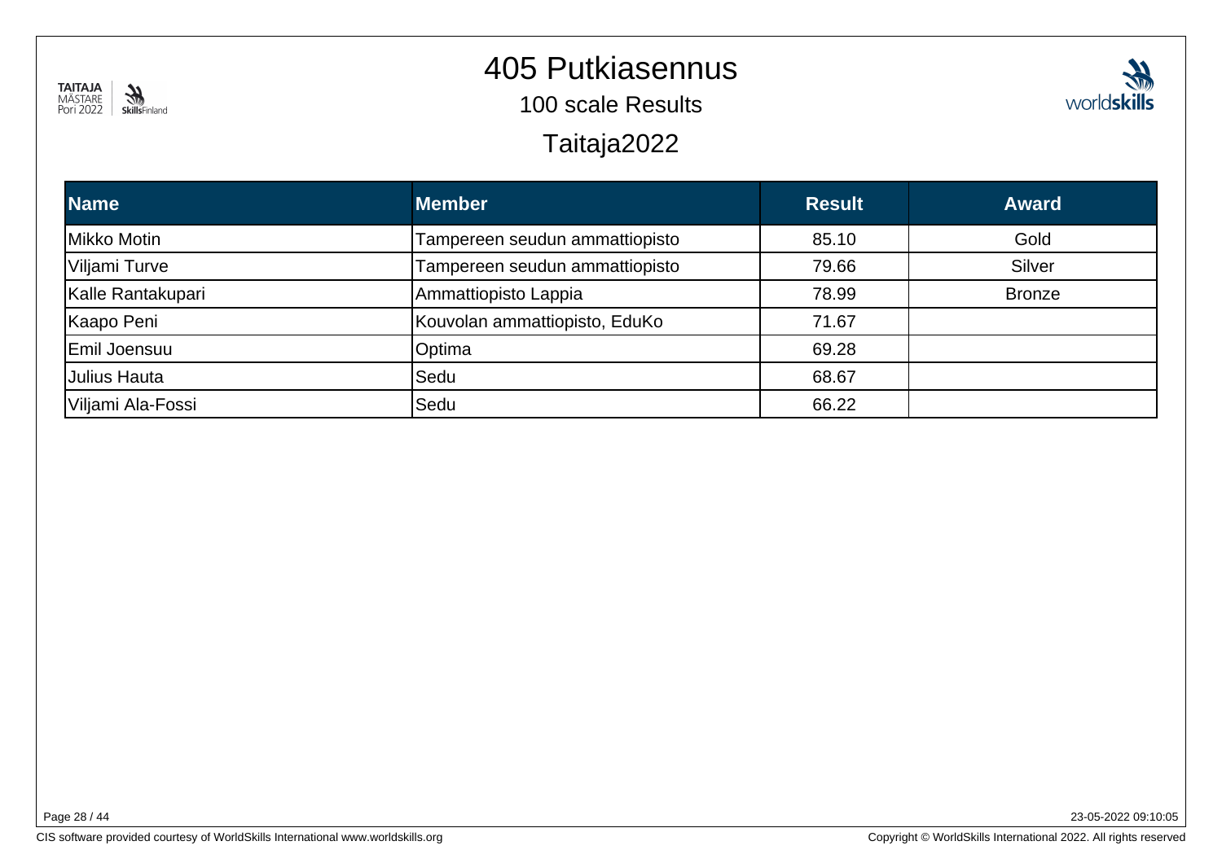# 405 Putkiasennus

## 100 scale Results

## Taitaja2022

| Name | Member | Result | Award |
| --- | --- | --- | --- |
| Mikko Motin | Tampereen seudun ammattiopisto | 85.10 | Gold |
| Viljami Turve | Tampereen seudun ammattiopisto | 79.66 | Silver |
| Kalle Rantakupari | Ammattiopisto Lappia | 78.99 | Bronze |
| Kaapo Peni | Kouvolan ammattiopisto, EduKo | 71.67 | |
| Emil Joensuu | Optima | 69.28 | |
| Julius Hauta | Sedu | 68.67 | |
| Viljami Ala-Fossi | Sedu | 66.22 | |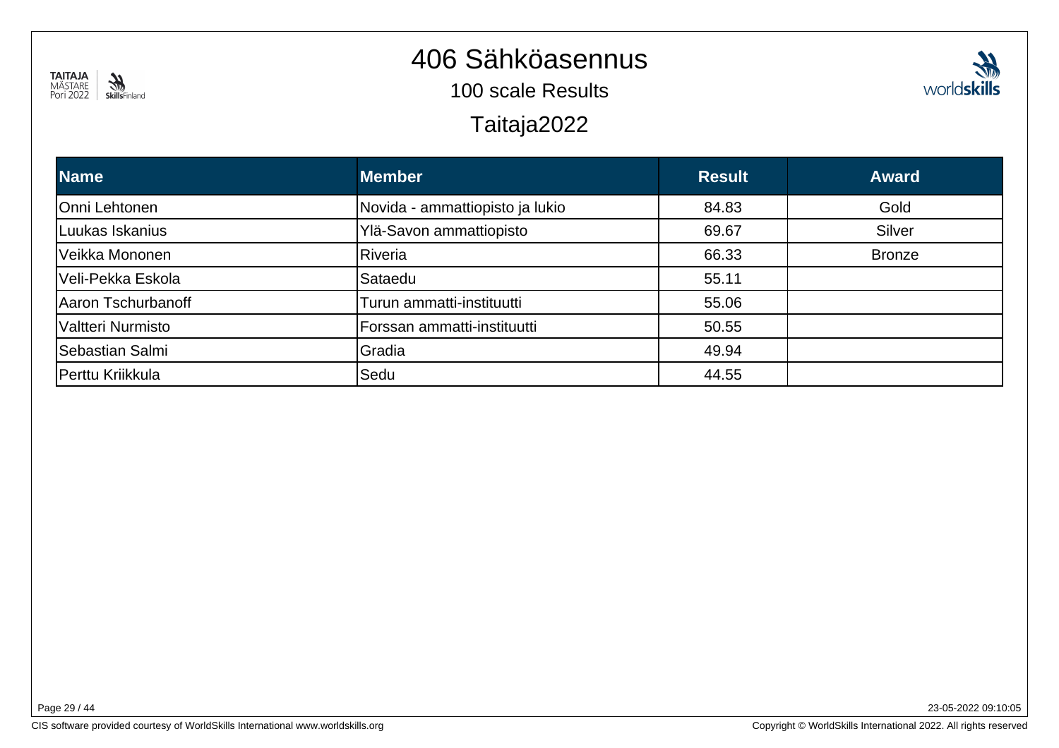# 406 Sähköasennus

## 100 scale Results

## Taitaja2022

| Name | Member | Result | Award |
|---|---|---|---|
| Onni Lehtonen | Novida - ammattiopisto ja lukio | 84.83 | Gold |
| Luukas Iskanius | Ylä-Savon ammattiopisto | 69.67 | Silver |
| Veikka Mononen | Riveria | 66.33 | Bronze |
| Veli-Pekka Eskola | Sataedu | 55.11 | |
| Aaron Tschurbanoff | Turun ammatti-instituutti | 55.06 | |
| Valtteri Nurmisto | Forssan ammatti-instituutti | 50.55 | |
| Sebastian Salmi | Gradia | 49.94 | |
| Perttu Kriikkula | Sedu | 44.55 | |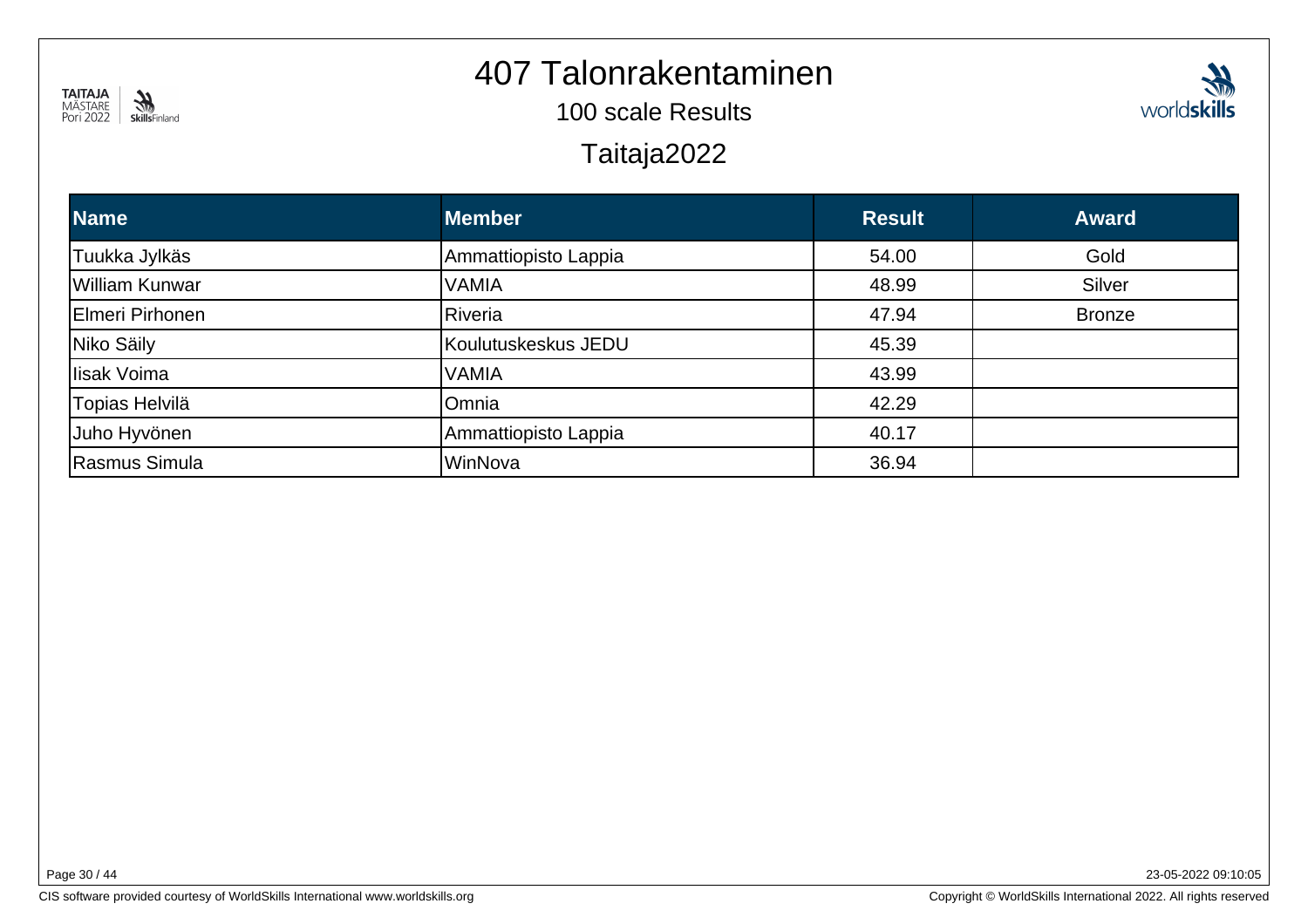# 407 Talonrakentaminen

## 100 scale Results

## Taitaja2022

| Name | Member | Result | Award |
|---|---|---|---|
| Tuukka Jylkäs | Ammattiopisto Lappia | 54.00 | Gold |
| William Kunwar | VAMIA | 48.99 | Silver |
| Elmeri Pirhonen | Riveria | 47.94 | Bronze |
| Niko Säily | Koulutuskeskus JEDU | 45.39 | |
| Iisak Voima | VAMIA | 43.99 | |
| Topias Helvilä | Omnia | 42.29 | |
| Juho Hyvönen | Ammattiopisto Lappia | 40.17 | |
| Rasmus Simula | WinNova | 36.94 | |

23-05-2022 09:10:05

CIS software provided courtesy of WorldSkills International www.worldskills.org

Copyright © WorldSkills International 2022. All rights reserved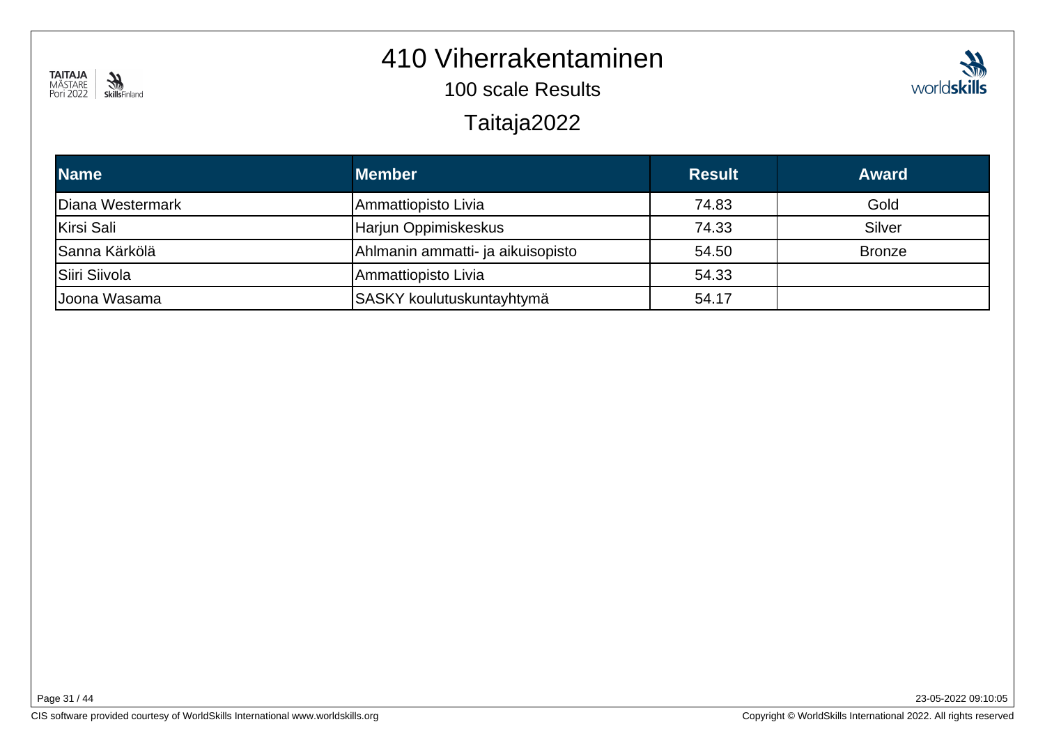# 410 Viherrakentaminen

## 100 scale Results

## Taitaja2022

| Name | Member | Result | Award |
|---|---|---|---|
| Diana Westermark | Ammattiopisto Livia | 74.83 | Gold |
| Kirsi Sali | Harjun Oppimiskeskus | 74.33 | Silver |
| Sanna Kärkölä | Ahlmanin ammatti- ja aikuisopisto | 54.50 | Bronze |
| Siiri Siivola | Ammattiopisto Livia | 54.33 | |
| Joona Wasama | SASKY koulutuskuntayhtymä | 54.17 | |

23-05-2022 09:10:05

CIS software provided courtesy of WorldSkills International www.worldskills.org

Copyright © WorldSkills International 2022. All rights reserved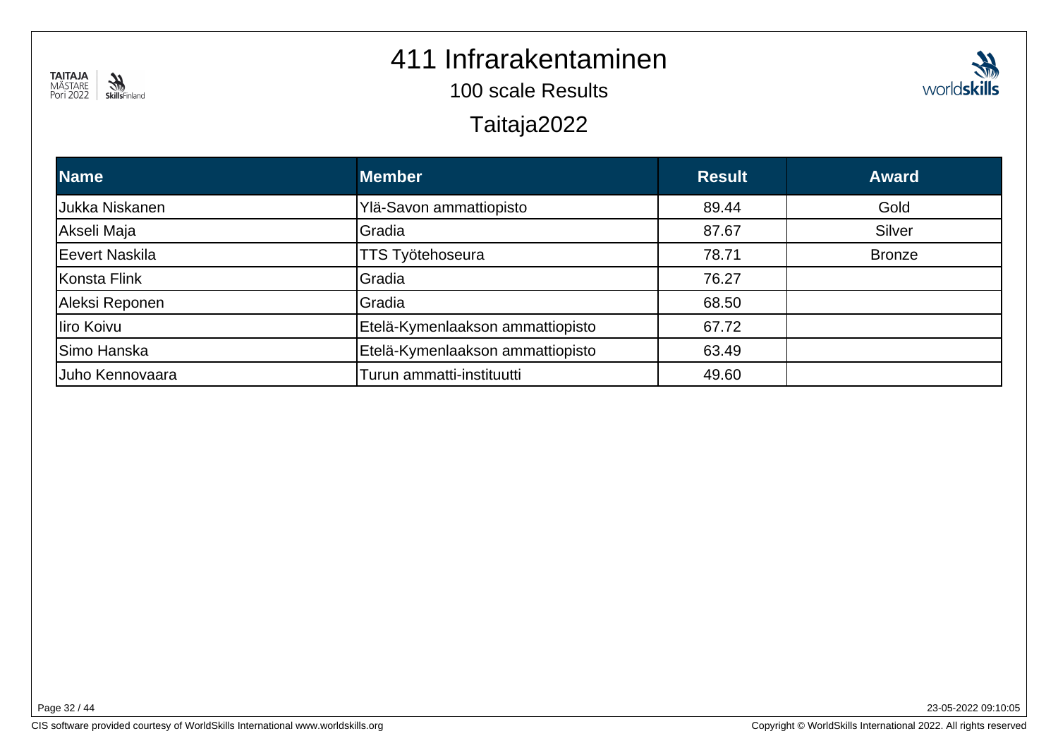# 411 Infrarakentaminen

## 100 scale Results

## Taitaja2022

| Name | Member | Result | Award |
| --- | --- | --- | --- |
| Jukka Niskanen | Ylä-Savon ammattiopisto | 89.44 | Gold |
| Akseli Maja | Gradia | 87.67 | Silver |
| Eevert Naskila | TTS Työtehoseura | 78.71 | Bronze |
| Konsta Flink | Gradia | 76.27 | |
| Aleksi Reponen | Gradia | 68.50 | |
| Iiro Koivu | Etelä-Kymenlaakson ammattiopisto | 67.72 | |
| Simo Hanska | Etelä-Kymenlaakson ammattiopisto | 63.49 | |
| Juho Kennovaara | Turun ammatti-instituutti | 49.60 | |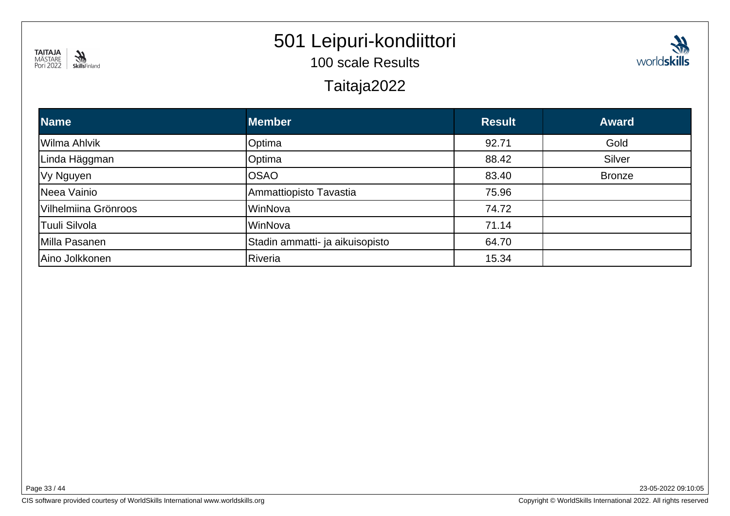# 501 Leipuri-kondiittori

## 100 scale Results

## Taitaja2022

| Name | Member | Result | Award |
|---|---|---|---|
| Wilma Ahlvik | Optima | 92.71 | Gold |
| Linda Häggman | Optima | 88.42 | Silver |
| Vy Nguyen | OSAO | 83.40 | Bronze |
| Neea Vainio | Ammattiopisto Tavastia | 75.96 | |
| Vilhelmiina Grönroos | WinNova | 74.72 | |
| Tuuli Silvola | WinNova | 71.14 | |
| Milla Pasanen | Stadin ammatti- ja aikuisopisto | 64.70 | |
| Aino Jolkkonen | Riveria | 15.34 | |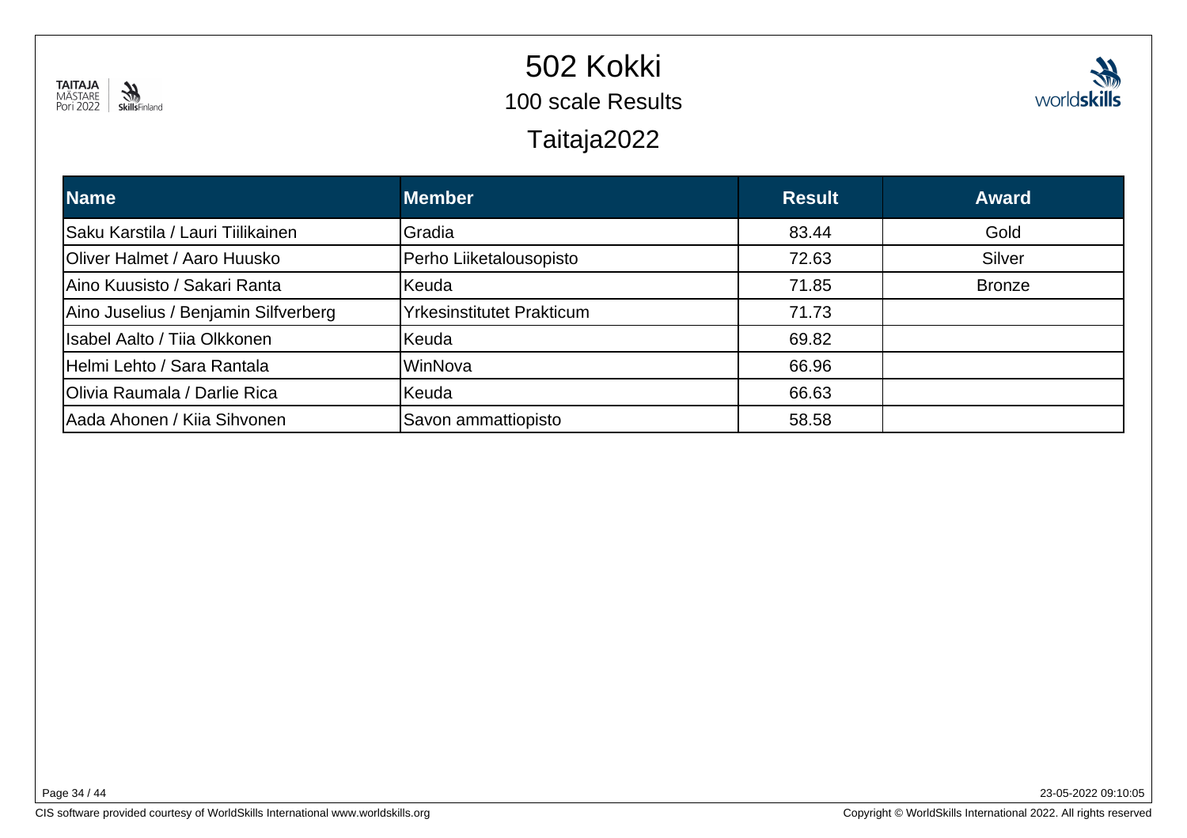# 502 Kokki

## 100 scale Results

## Taitaja2022

| Name | Member | Result | Award |
|---|---|---|---|
| Saku Karstila / Lauri Tiilikainen | Gradia | 83.44 | Gold |
| Oliver Halmet / Aaro Huusko | Perho Liiketalousopisto | 72.63 | Silver |
| Aino Kuusisto / Sakari Ranta | Keuda | 71.85 | Bronze |
| Aino Juselius / Benjamin Silfverberg | Yrkesinstitutet Prakticum | 71.73 | |
| Isabel Aalto / Tiia Olkkonen | Keuda | 69.82 | |
| Helmi Lehto / Sara Rantala | WinNova | 66.96 | |
| Olivia Raumala / Darlie Rica | Keuda | 66.63 | |
| Aada Ahonen / Kiia Sihvonen | Savon ammattiopisto | 58.58 | |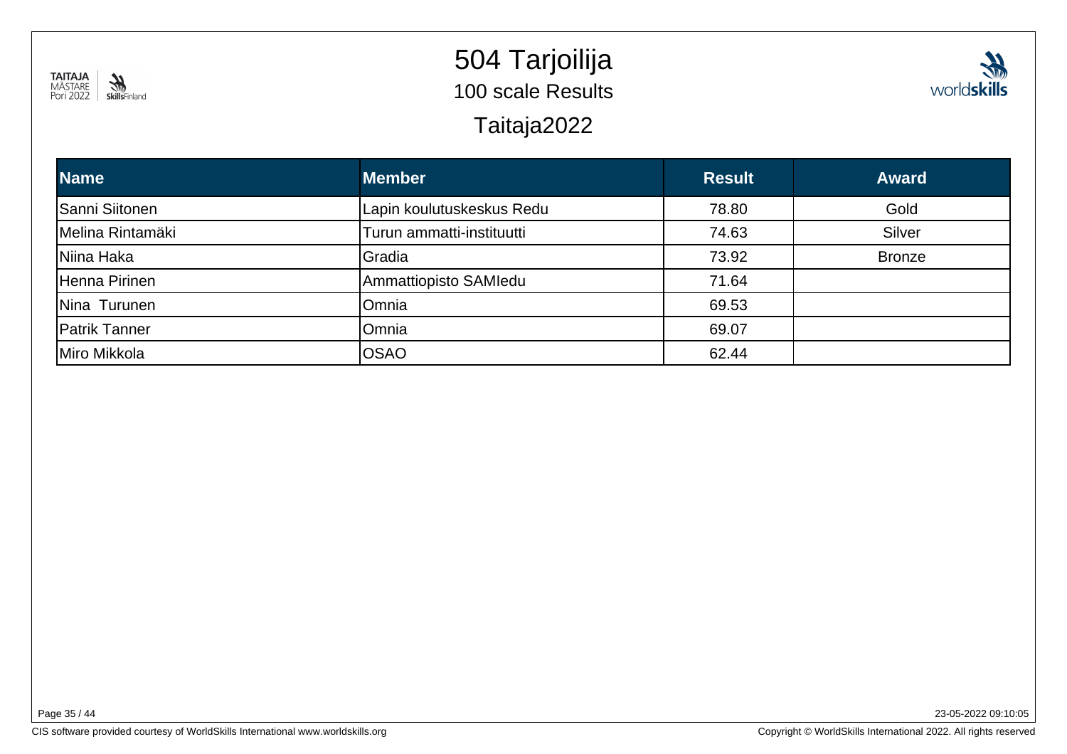# 504 Tarjoilija

## 100 scale Results

## Taitaja2022

| Name | Member | Result | Award |
|---|---|---|---|
| Sanni Siitonen | Lapin koulutuskeskus Redu | 78.80 | Gold |
| Melina Rintamäki | Turun ammatti-instituutti | 74.63 | Silver |
| Niina Haka | Gradia | 73.92 | Bronze |
| Henna Pirinen | Ammattiopisto SAMIedu | 71.64 | |
| Nina Turunen | Omnia | 69.53 | |
| Patrik Tanner | Omnia | 69.07 | |
| Miro Mikkola | OSAO | 62.44 | |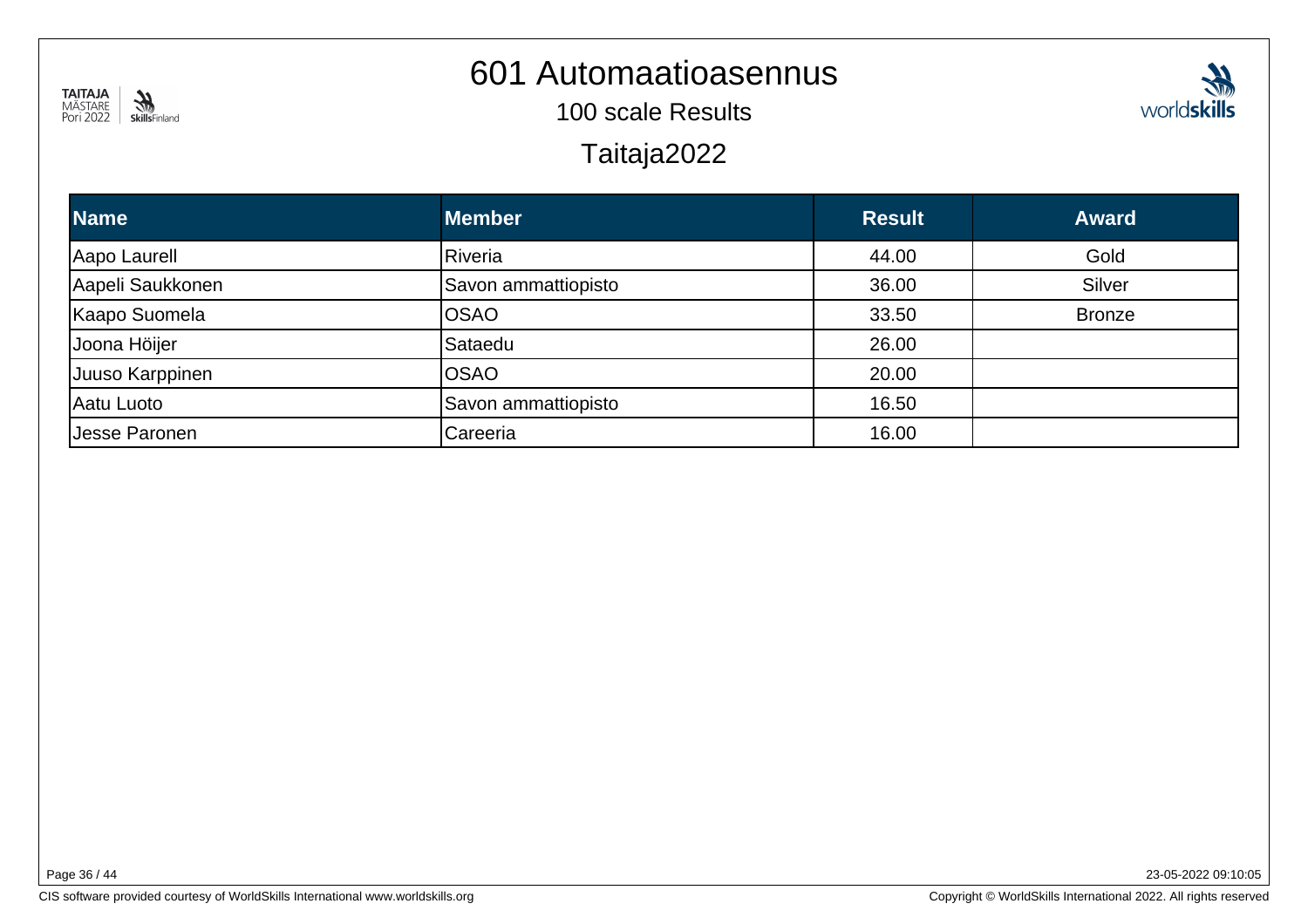# 601 Automaatioasennus

100 scale Results

Taitaja2022

| Name | Member | Result | Award |
| --- | --- | --- | --- |
| Aapo Laurell | Riveria | 44.00 | Gold |
| Aapeli Saukkonen | Savon ammattiopisto | 36.00 | Silver |
| Kaapo Suomela | OSAO | 33.50 | Bronze |
| Joona Höijer | Sataedu | 26.00 | |
| Juuso Karppinen | OSAO | 20.00 | |
| Aatu Luoto | Savon ammattiopisto | 16.50 | |
| Jesse Paronen | Careeria | 16.00 | |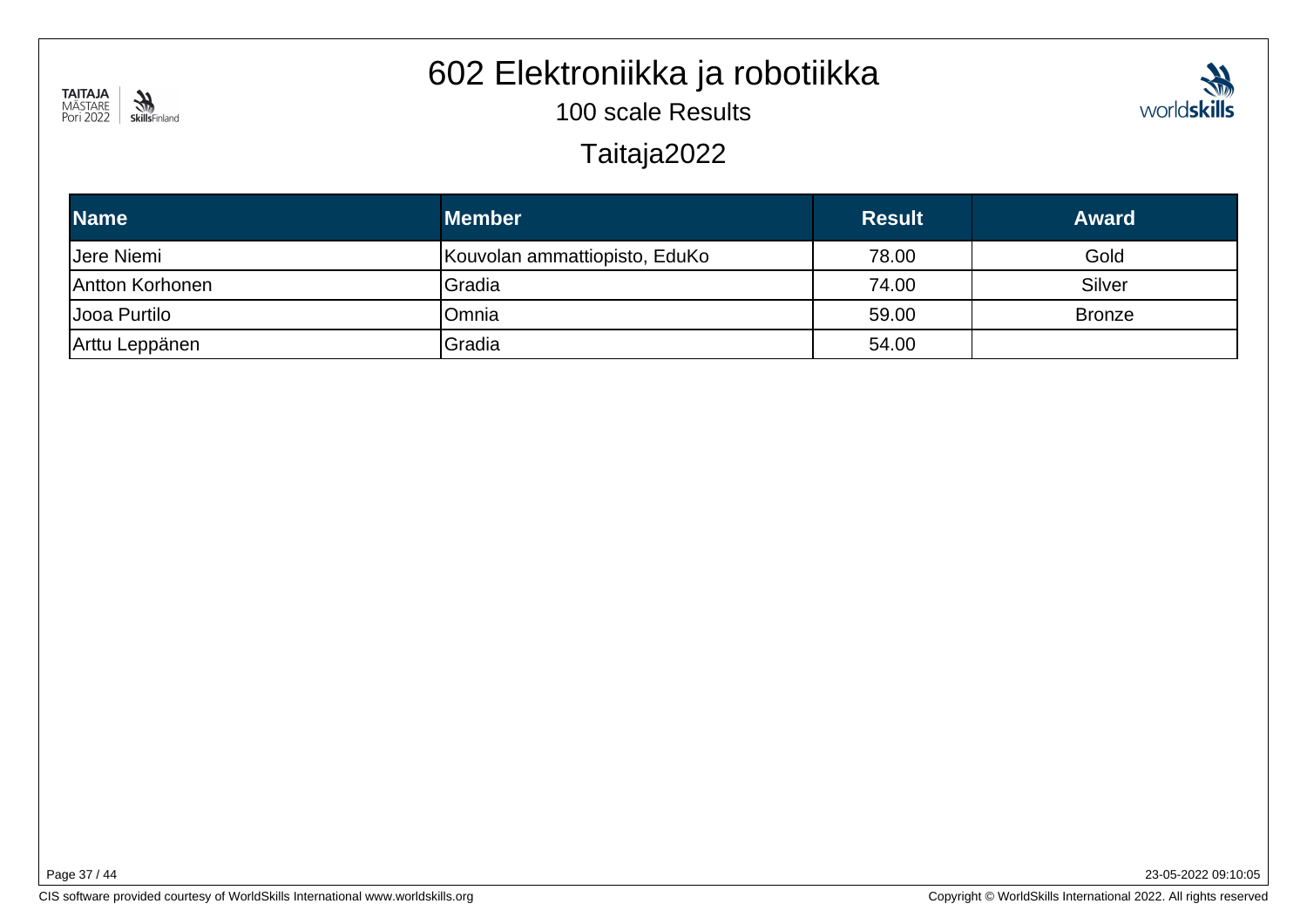# 602 Elektroniikka ja robotiikka

## 100 scale Results

## Taitaja2022

| Name | Member | Result | Award |
|---|---|---|---|
| Jere Niemi | Kouvolan ammattiopisto, EduKo | 78.00 | Gold |
| Antton Korhonen | Gradia | 74.00 | Silver |
| Jooa Purtilo | Omnia | 59.00 | Bronze |
| Arttu Leppänen | Gradia | 54.00 | |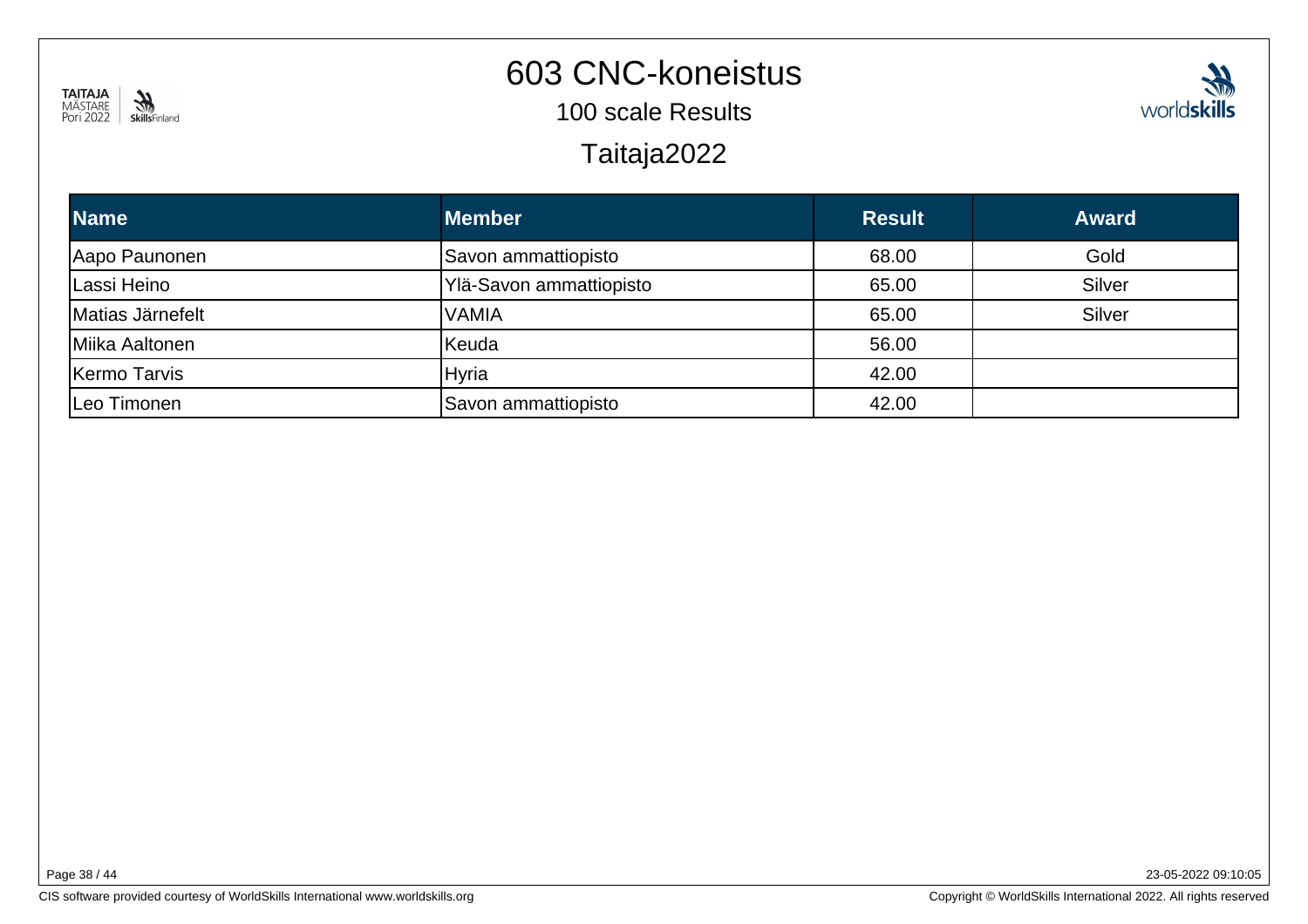# 603 CNC-koneistus

## 100 scale Results

## Taitaja2022

| Name | Member | Result | Award |
|---|---|---|---|
| Aapo Paunonen | Savon ammattiopisto | 68.00 | Gold |
| Lassi Heino | Ylä-Savon ammattiopisto | 65.00 | Silver |
| Matias Järnefelt | VAMIA | 65.00 | Silver |
| Miika Aaltonen | Keuda | 56.00 | |
| Kermo Tarvis | Hyria | 42.00 | |
| Leo Timonen | Savon ammattiopisto | 42.00 | |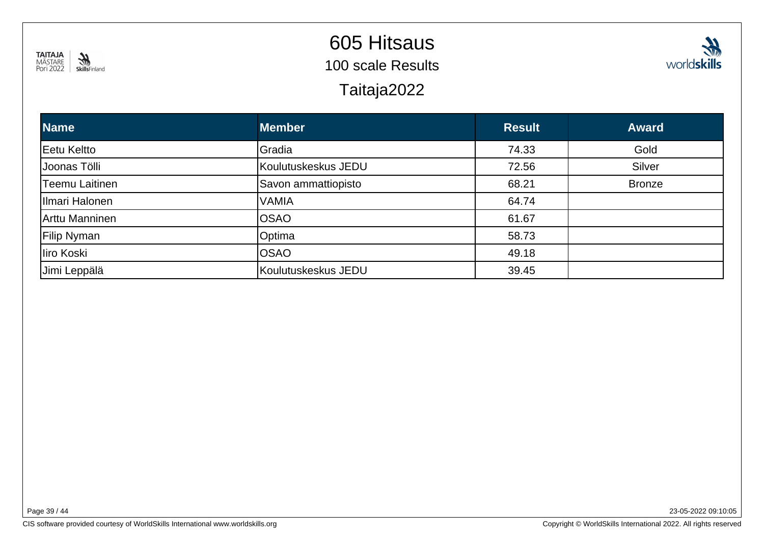# 605 Hitsaus

## 100 scale Results

## Taitaja2022

| Name | Member | Result | Award |
|---|---|---|---|
| Eetu Keltto | Gradia | 74.33 | Gold |
| Joonas Tölli | Koulutuskeskus JEDU | 72.56 | Silver |
| Teemu Laitinen | Savon ammattiopisto | 68.21 | Bronze |
| Ilmari Halonen | VAMIA | 64.74 | |
| Arttu Manninen | OSAO | 61.67 | |
| Filip Nyman | Optima | 58.73 | |
| Iiro Koski | OSAO | 49.18 | |
| Jimi Leppälä | Koulutuskeskus JEDU | 39.45 | |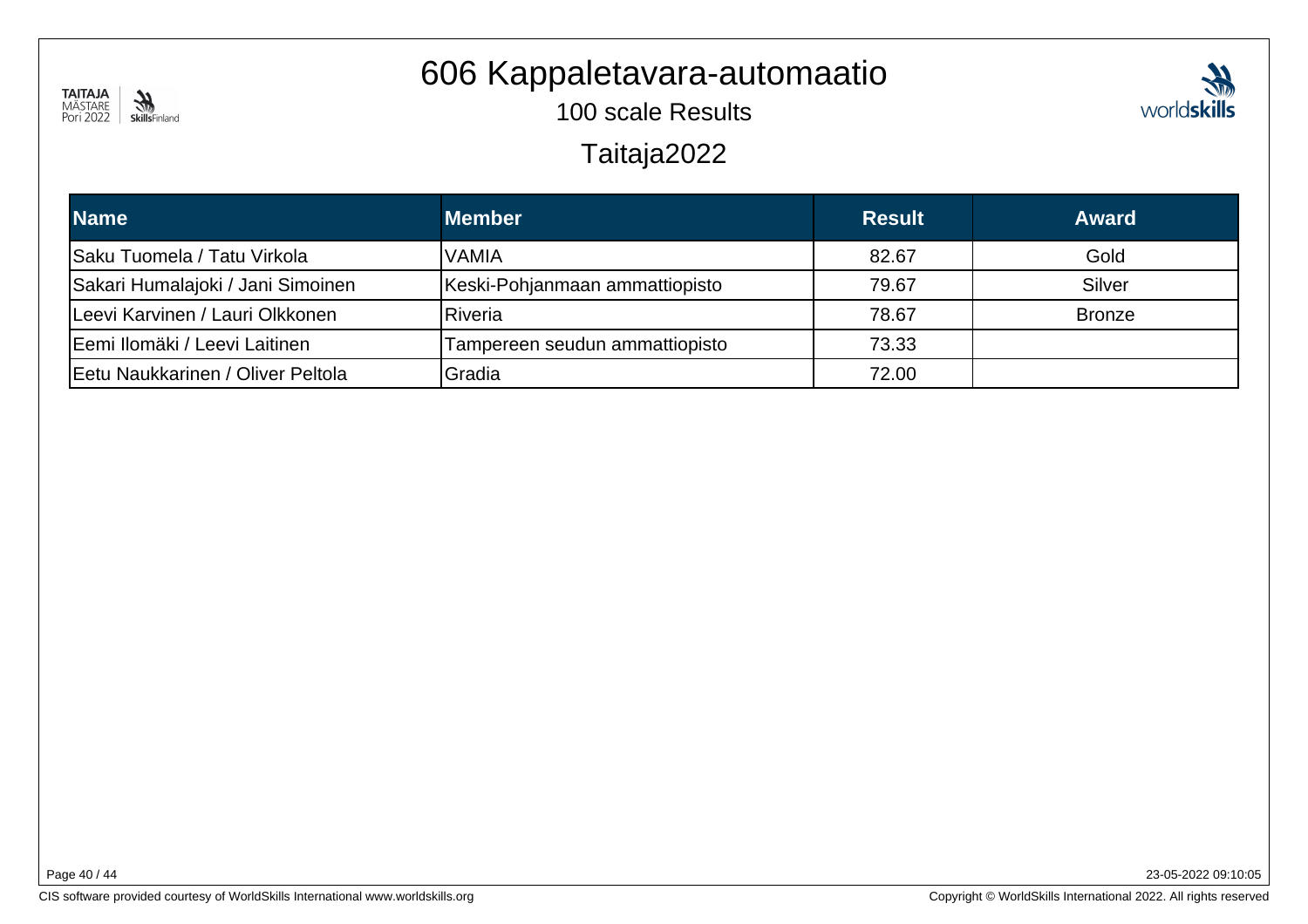# 606 Kappaletavara-automaatio

## 100 scale Results

## Taitaja2022

| Name | Member | Result | Award |
|---|---|---|---|
| Saku Tuomela / Tatu Virkola | VAMIA | 82.67 | Gold |
| Sakari Humalajoki / Jani Simoinen | Keski-Pohjanmaan ammattiopisto | 79.67 | Silver |
| Leevi Karvinen / Lauri Olkkonen | Riveria | 78.67 | Bronze |
| Eemi Ilomäki / Leevi Laitinen | Tampereen seudun ammattiopisto | 73.33 | |
| Eetu Naukkarinen / Oliver Peltola | Gradia | 72.00 | |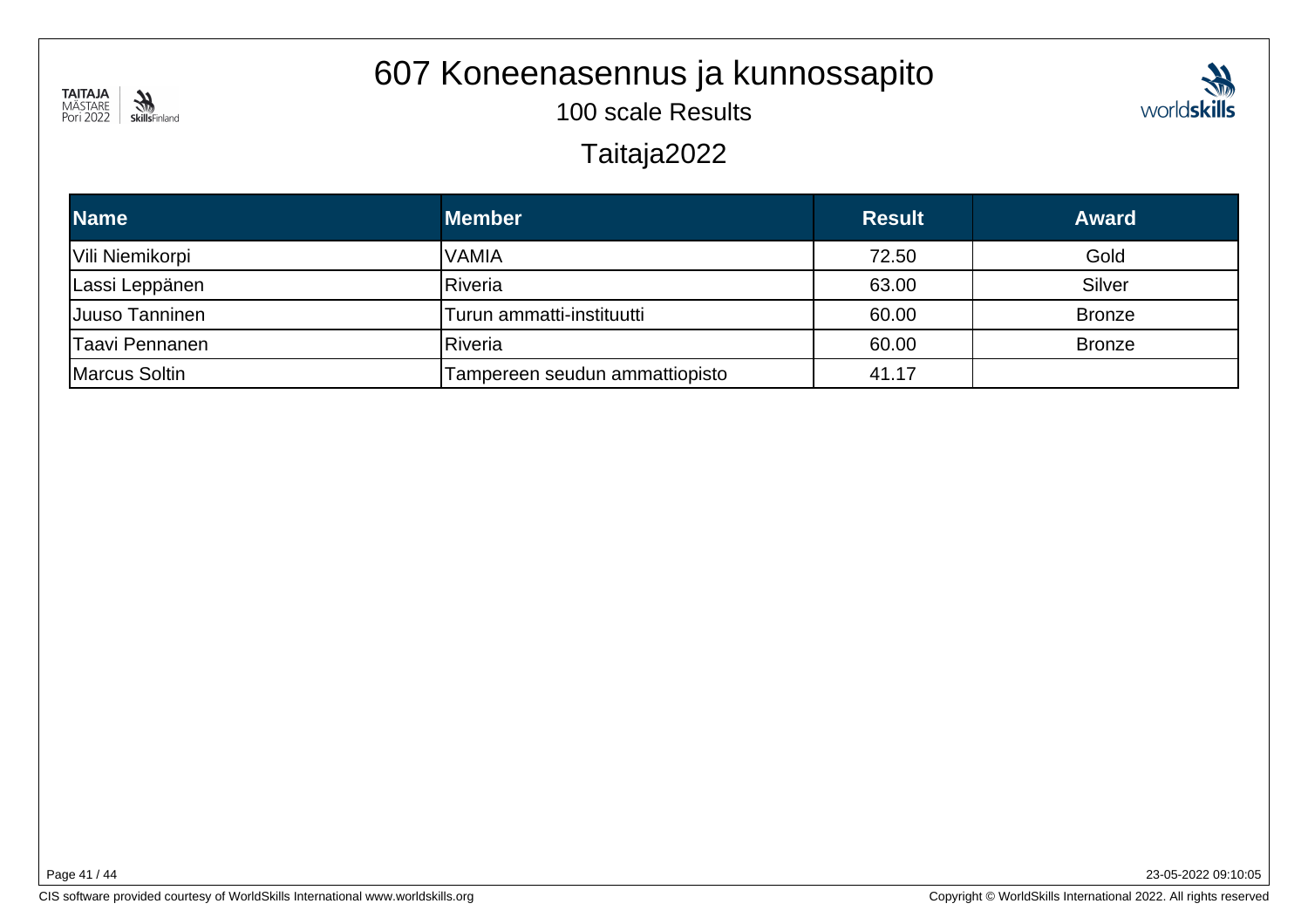# 607 Koneenasennus ja kunnossapito

## 100 scale Results

## Taitaja2022

| Name | Member | Result | Award |
|---|---|---|---|
| Vili Niemikorpi | VAMIA | 72.50 | Gold |
| Lassi Leppänen | Riveria | 63.00 | Silver |
| Juuso Tanninen | Turun ammatti-instituutti | 60.00 | Bronze |
| Taavi Pennanen | Riveria | 60.00 | Bronze |
| Marcus Soltin | Tampereen seudun ammattiopisto | 41.17 | |

23-05-2022 09:10:05

CIS software provided courtesy of WorldSkills International www.worldskills.org

Copyright © WorldSkills International 2022. All rights reserved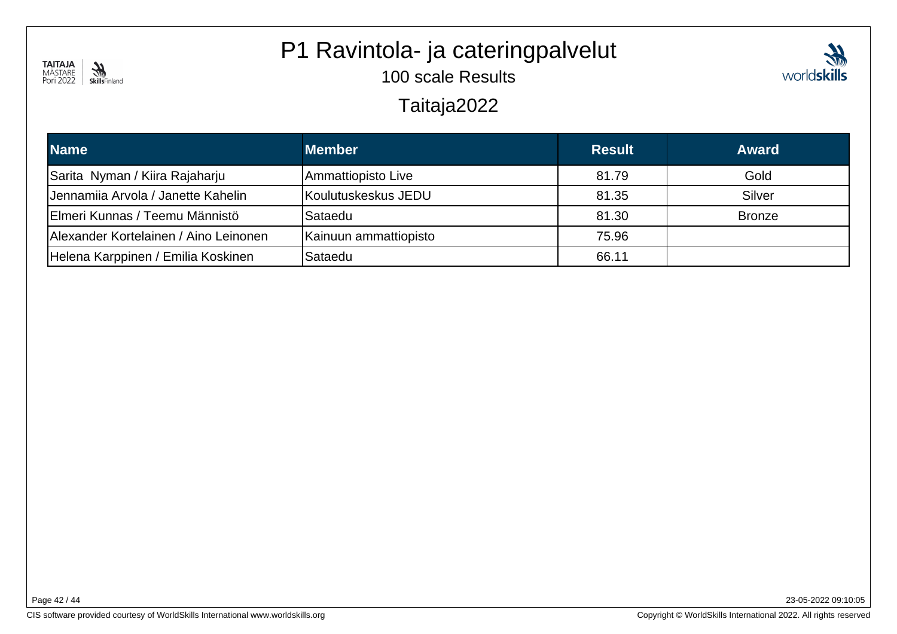# P1 Ravintola- ja cateringpalvelut

100 scale Results

Taitaja2022

| Name | Member | Result | Award |
|---|---|---|---|
| Sarita  Nyman / Kiira Rajaharju | Ammattiopisto Live | 81.79 | Gold |
| Jennamiia Arvola / Janette Kahelin | Koulutuskeskus JEDU | 81.35 | Silver |
| Elmeri Kunnas / Teemu Männistö | Sataedu | 81.30 | Bronze |
| Alexander Kortelainen / Aino Leinonen | Kainuun ammattiopisto | 75.96 | |
| Helena Karppinen / Emilia Koskinen | Sataedu | 66.11 | |

23-05-2022 09:10:05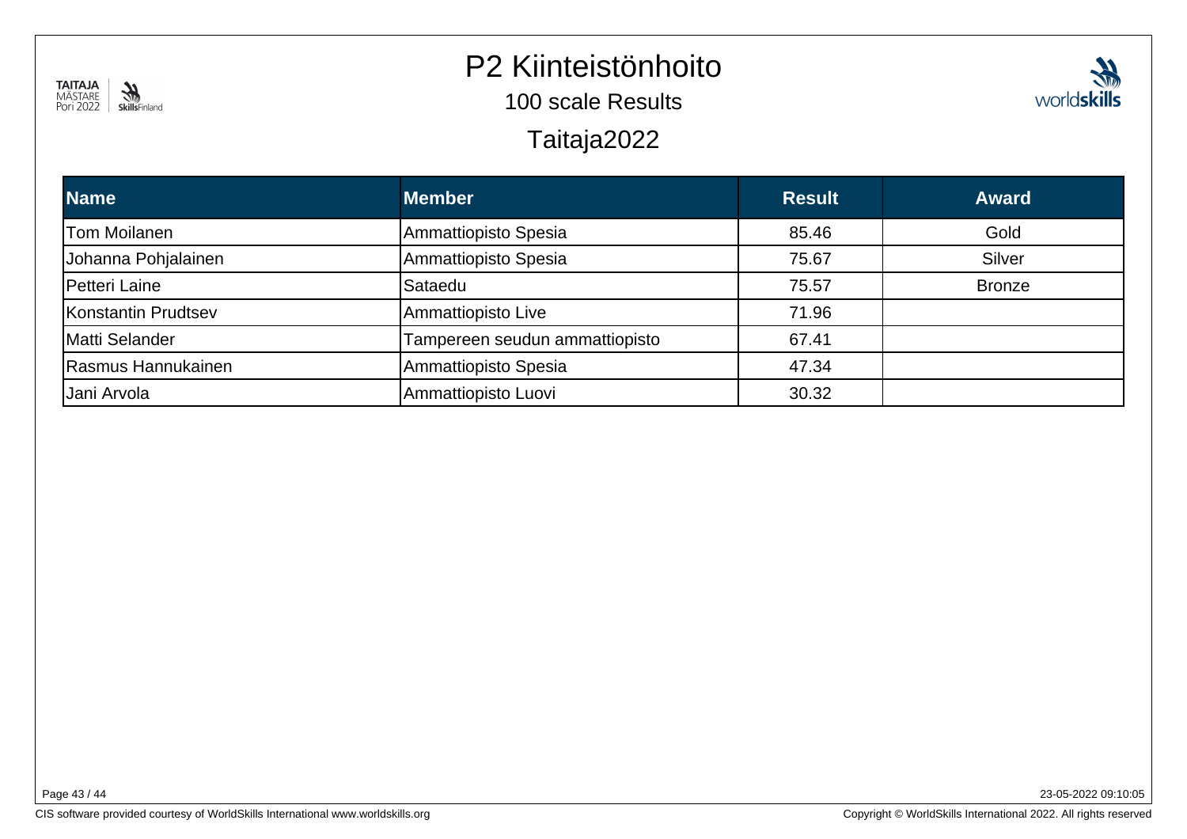# P2 Kiinteistönhoito

100 scale Results

Taitaja2022

| Name | Member | Result | Award |
|---|---|---|---|
| Tom Moilanen | Ammattiopisto Spesia | 85.46 | Gold |
| Johanna Pohjalainen | Ammattiopisto Spesia | 75.67 | Silver |
| Petteri Laine | Sataedu | 75.57 | Bronze |
| Konstantin Prudtsev | Ammattiopisto Live | 71.96 | |
| Matti Selander | Tampereen seudun ammattiopisto | 67.41 | |
| Rasmus Hannukainen | Ammattiopisto Spesia | 47.34 | |
| Jani Arvola | Ammattiopisto Luovi | 30.32 | |

23-05-2022 09:10:05

CIS software provided courtesy of WorldSkills International www.worldskills.org

Copyright © WorldSkills International 2022. All rights reserved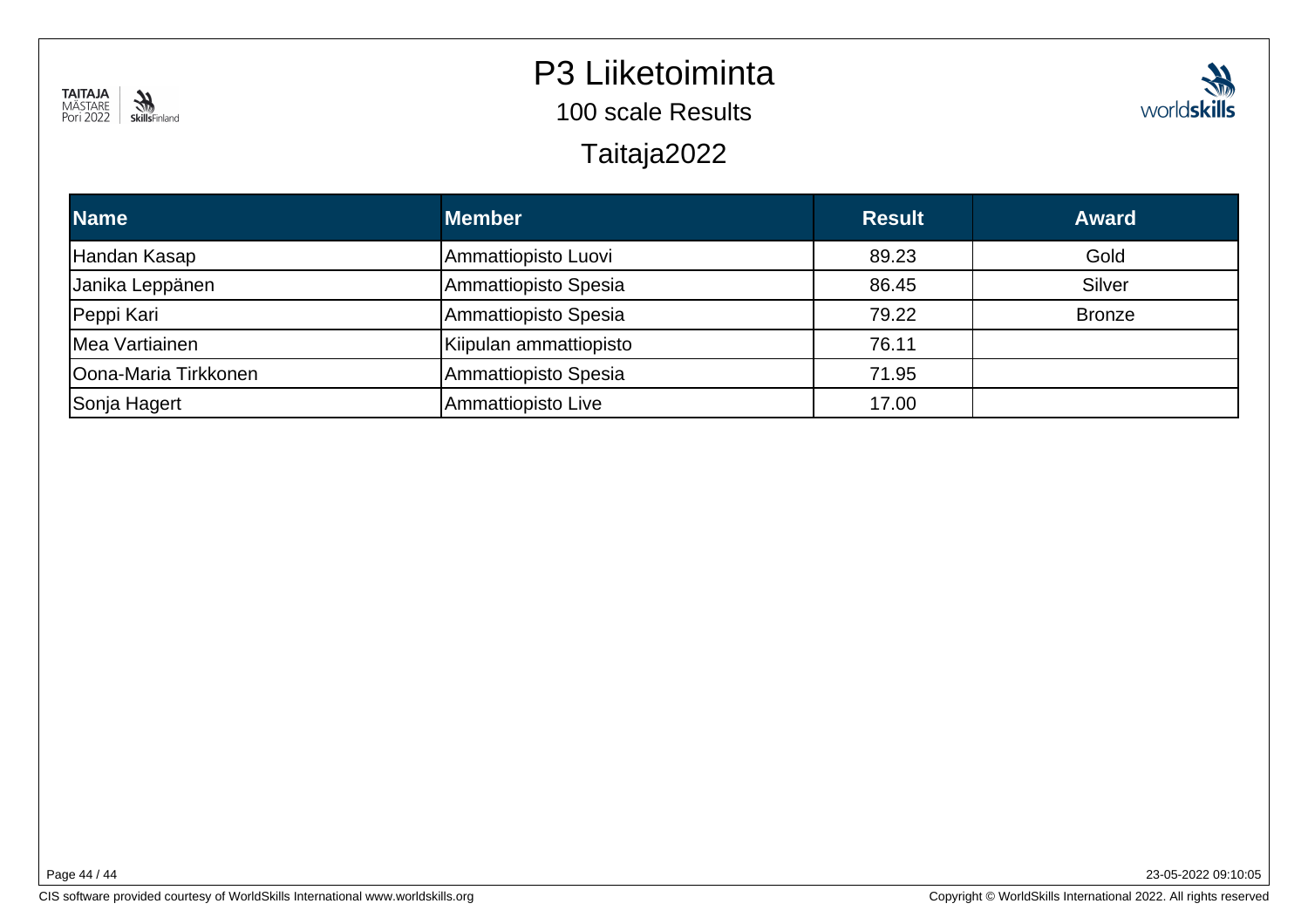# P3 Liiketoiminta

100 scale Results

Taitaja2022

| Name | Member | Result | Award |
|---|---|---|---|
| Handan Kasap | Ammattiopisto Luovi | 89.23 | Gold |
| Janika Leppänen | Ammattiopisto Spesia | 86.45 | Silver |
| Peppi Kari | Ammattiopisto Spesia | 79.22 | Bronze |
| Mea Vartiainen | Kiipulan ammattiopisto | 76.11 | |
| Oona-Maria Tirkkonen | Ammattiopisto Spesia | 71.95 | |
| Sonja Hagert | Ammattiopisto Live | 17.00 | |